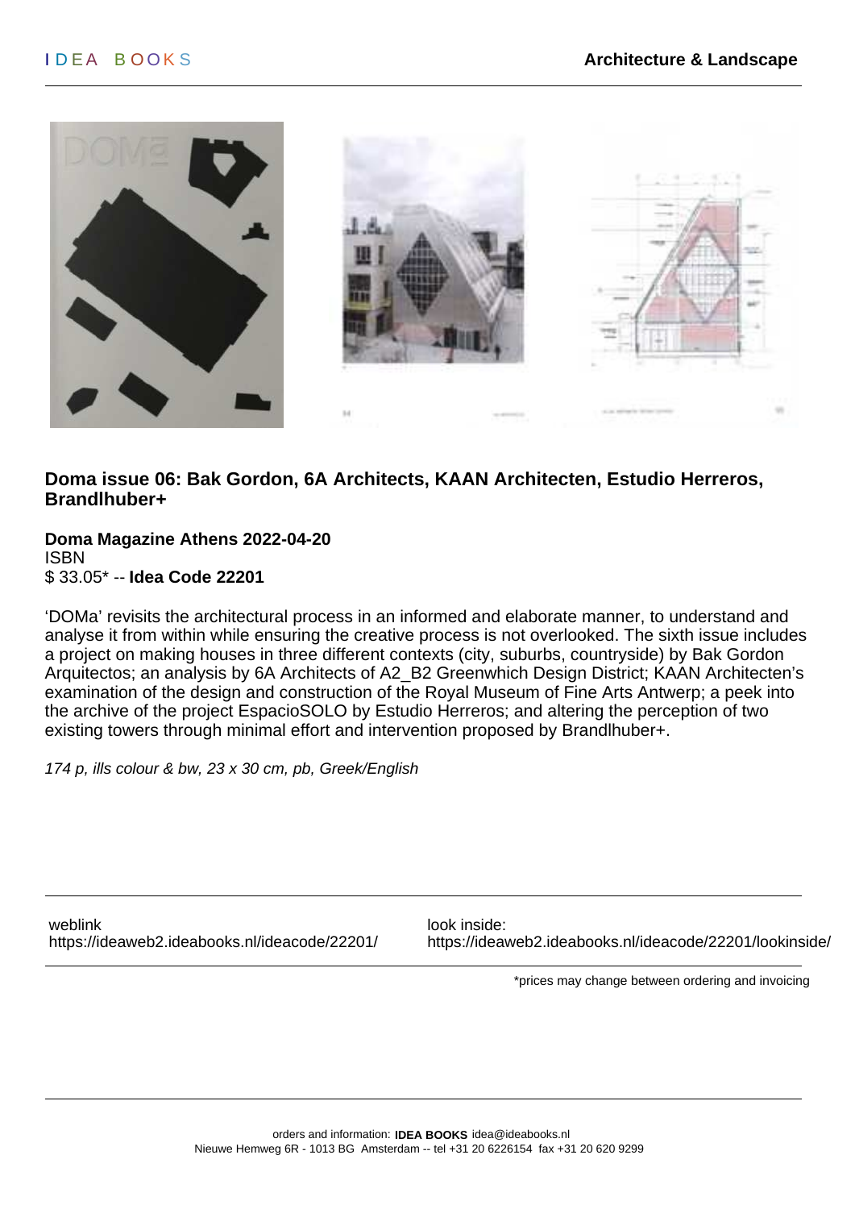## Doma issue 06: Bak Gordon, 6A Architects, KAAN Architecten, Estudio Herreros, Brandlhuber+

**Doma Magazine Athens 2022-04-20**
ISBN
$ 33.05* -- **Idea Code 22201**

'DOMa' revisits the architectural process in an informed and elaborate manner, to understand and analyse it from within while ensuring the creative process is not overlooked. The sixth issue includes a project on making houses in three different contexts (city, suburbs, countryside) by Bak Gordon Arquitectos; an analysis by 6A Architects of A2_B2 Greenwhich Design District; KAAN Architecten's examination of the design and construction of the Royal Museum of Fine Arts Antwerp; a peek into the archive of the project EspacioSOLO by Estudio Herreros; and altering the perception of two existing towers through minimal effort and intervention proposed by Brandlhuber+.

*174 p, ills colour & bw, 23 x 30 cm, pb, Greek/English*

weblink
https://ideaweb2.ideabooks.nl/ideacode/22201/

look inside:
https://ideaweb2.ideabooks.nl/ideacode/22201/lookinside/

*prices may change between ordering and invoicing

orders and information: **IDEA BOOKS** idea@ideabooks.nl
Nieuwe Hemweg 6R - 1013 BG Amsterdam -- tel +31 20 6226154 fax +31 20 620 9299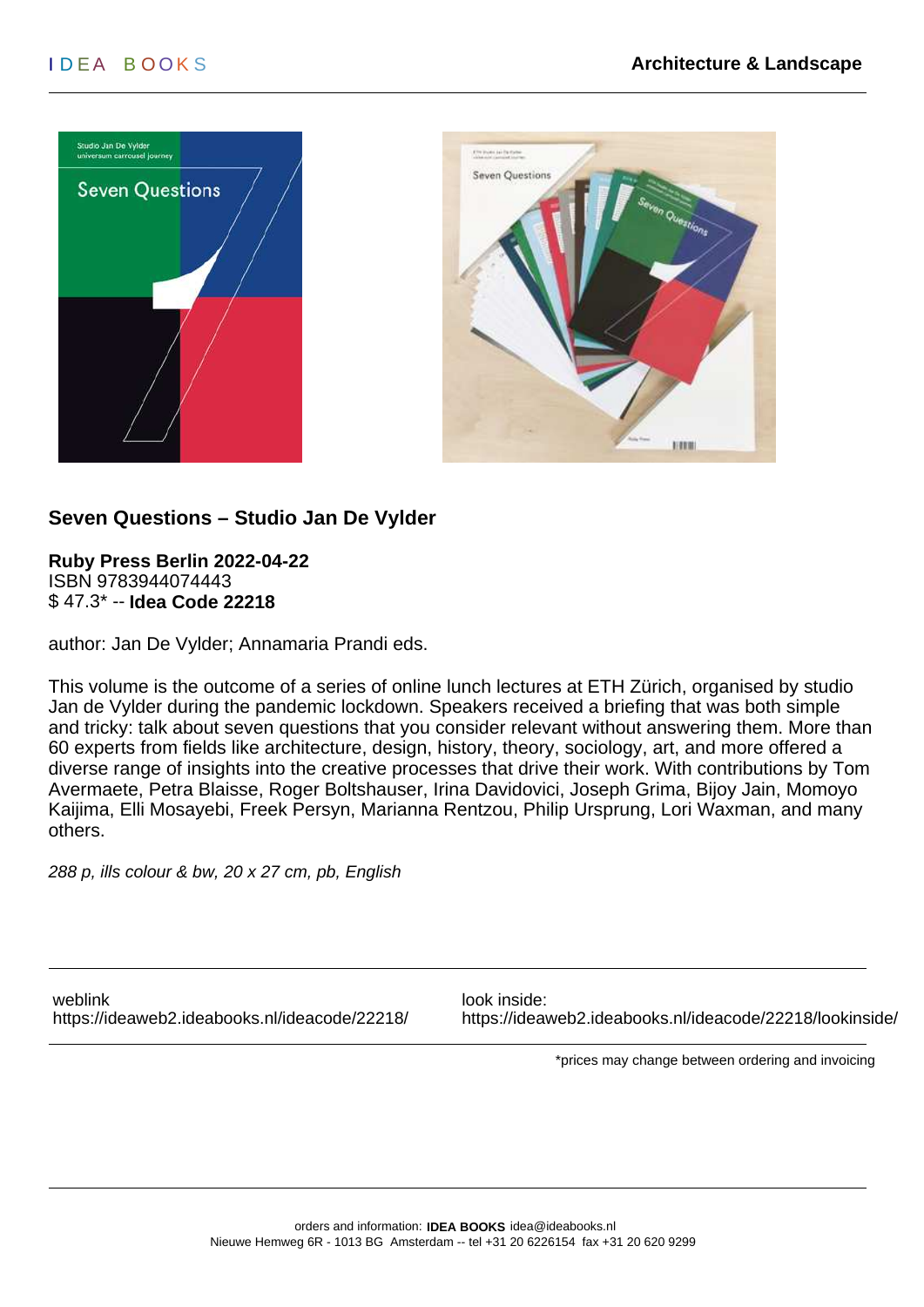## Seven Questions – Studio Jan De Vylder

**Ruby Press Berlin 2022-04-22**
ISBN 9783944074443
$ 47.3* -- **Idea Code 22218**

author: Jan De Vylder; Annamaria Prandi eds.

This volume is the outcome of a series of online lunch lectures at ETH Zürich, organised by studio Jan de Vylder during the pandemic lockdown. Speakers received a briefing that was both simple and tricky: talk about seven questions that you consider relevant without answering them. More than 60 experts from fields like architecture, design, history, theory, sociology, art, and more offered a diverse range of insights into the creative processes that drive their work. With contributions by Tom Avermaete, Petra Blaisse, Roger Boltshauser, Irina Davidovici, Joseph Grima, Bijoy Jain, Momoyo Kaijima, Elli Mosayebi, Freek Persyn, Marianna Rentzou, Philip Ursprung, Lori Waxman, and many others.

*288 p, ills colour & bw, 20 x 27 cm, pb, English*

weblink
https://ideaweb2.ideabooks.nl/ideacode/22218/

look inside:
https://ideaweb2.ideabooks.nl/ideacode/22218/lookinside/

*prices may change between ordering and invoicing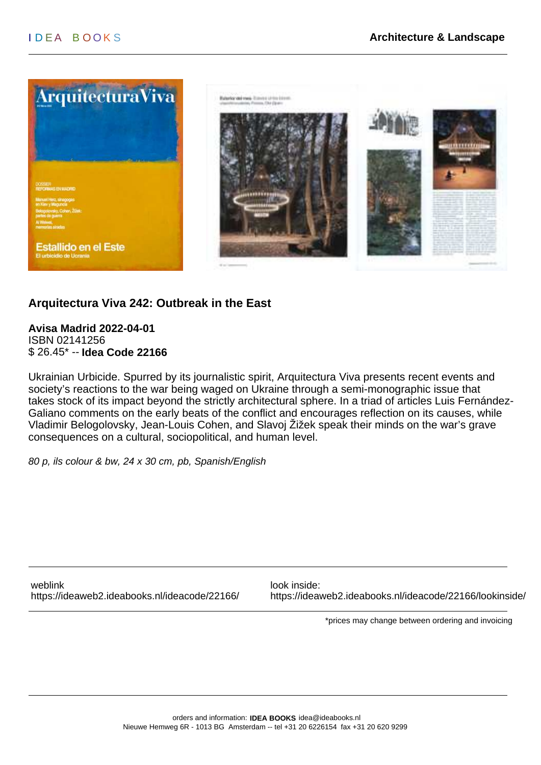## Arquitectura Viva 242: Outbreak in the East

**Avisa Madrid 2022-04-01**
ISBN 02141256
$ 26.45* -- **Idea Code 22166**

Ukrainian Urbicide. Spurred by its journalistic spirit, Arquitectura Viva presents recent events and society's reactions to the war being waged on Ukraine through a semi-monographic issue that takes stock of its impact beyond the strictly architectural sphere. In a triad of articles Luis Fernández-Galiano comments on the early beats of the conflict and encourages reflection on its causes, while Vladimir Belogolovsky, Jean-Louis Cohen, and Slavoj Žižek speak their minds on the war's grave consequences on a cultural, sociopolitical, and human level.

*80 p, ils colour & bw, 24 x 30 cm, pb, Spanish/English*

weblink
https://ideaweb2.ideabooks.nl/ideacode/22166/

look inside:
https://ideaweb2.ideabooks.nl/ideacode/22166/lookinside/

*prices may change between ordering and invoicing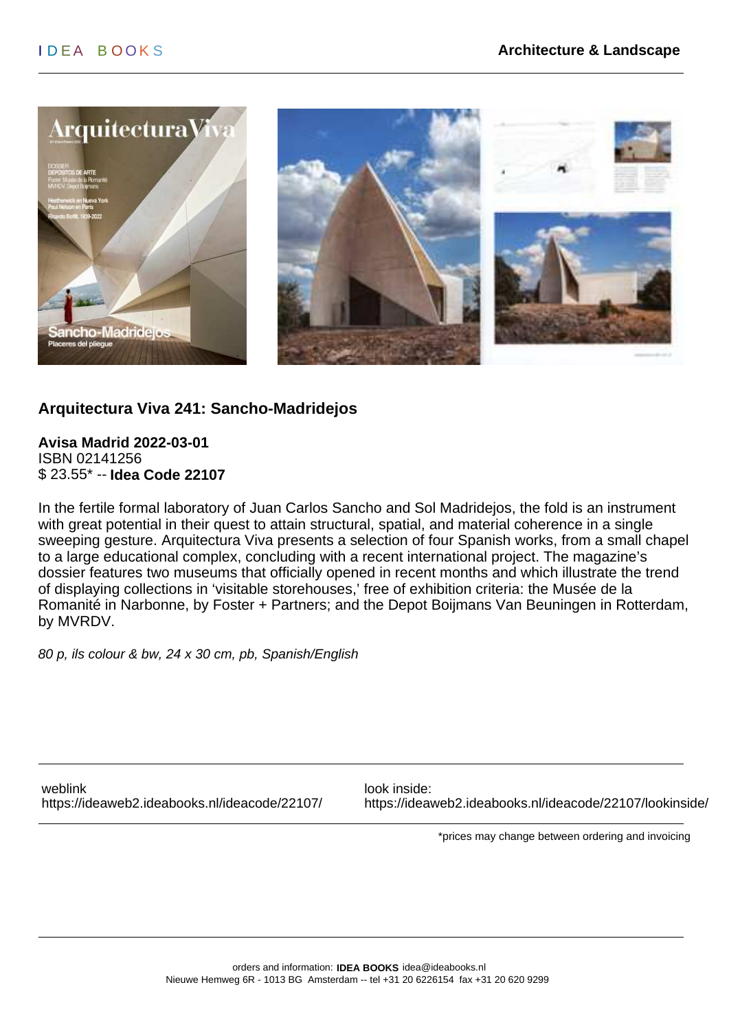# Arquitectura Viva 241: Sancho-Madridejos

**Avisa Madrid 2022-03-01**
ISBN 02141256
$ 23.55* -- **Idea Code 22107**

In the fertile formal laboratory of Juan Carlos Sancho and Sol Madridejos, the fold is an instrument with great potential in their quest to attain structural, spatial, and material coherence in a single sweeping gesture. Arquitectura Viva presents a selection of four Spanish works, from a small chapel to a large educational complex, concluding with a recent international project. The magazine's dossier features two museums that officially opened in recent months and which illustrate the trend of displaying collections in 'visitable storehouses,' free of exhibition criteria: the Musée de la Romanité in Narbonne, by Foster + Partners; and the Depot Boijmans Van Beuningen in Rotterdam, by MVRDV.

*80 p, ils colour & bw, 24 x 30 cm, pb, Spanish/English*

weblink
https://ideaweb2.ideabooks.nl/ideacode/22107/

look inside:
https://ideaweb2.ideabooks.nl/ideacode/22107/lookinside/

*prices may change between ordering and invoicing

orders and information: **IDEA BOOKS** idea@ideabooks.nl
Nieuwe Hemweg 6R - 1013 BG Amsterdam -- tel +31 20 6226154 fax +31 20 620 9299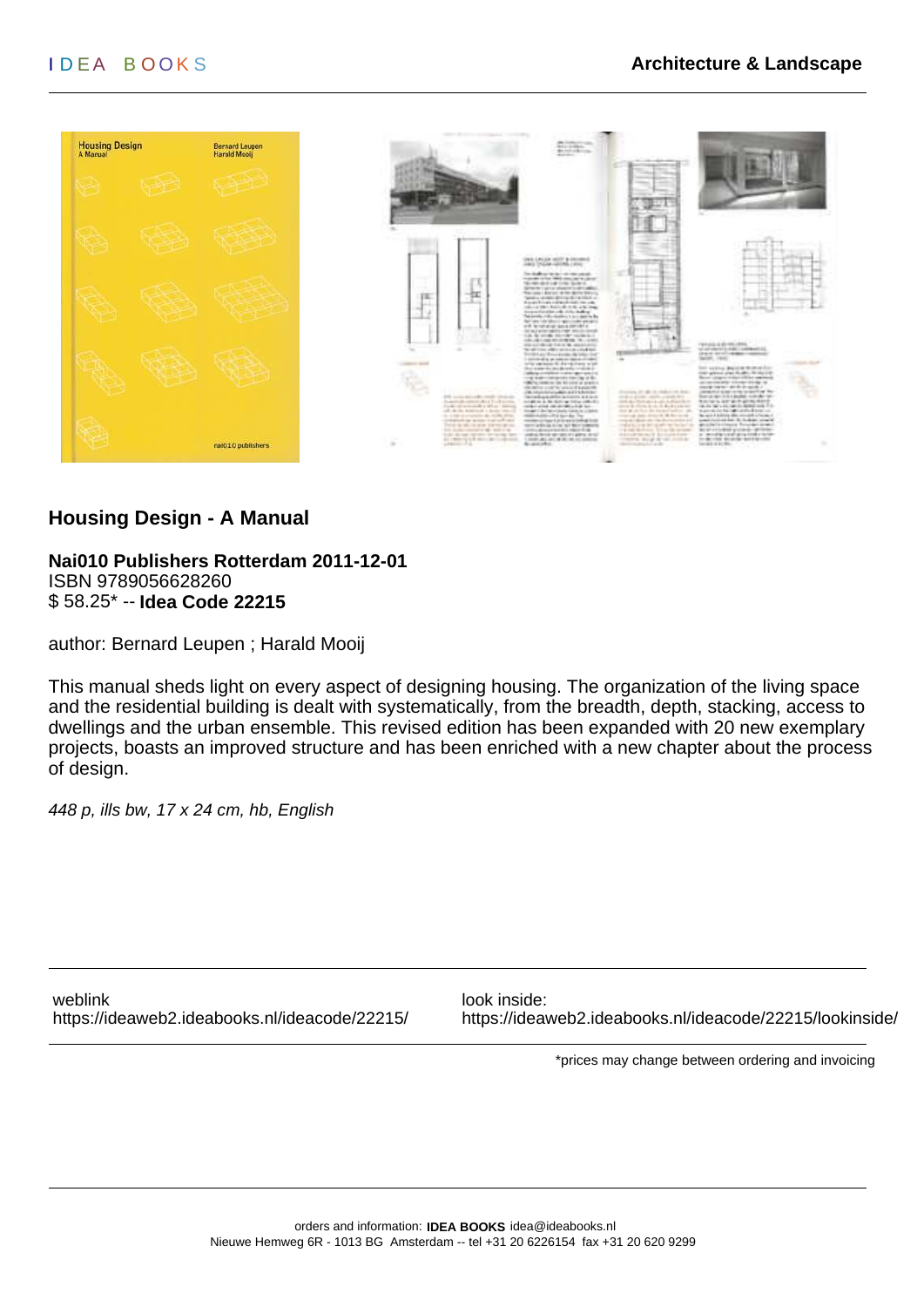## Housing Design - A Manual

**Nai010 Publishers Rotterdam 2011-12-01**
ISBN 9789056628260
$ 58.25* -- **Idea Code 22215**

author: Bernard Leupen ; Harald Mooij

This manual sheds light on every aspect of designing housing. The organization of the living space and the residential building is dealt with systematically, from the breadth, depth, stacking, access to dwellings and the urban ensemble. This revised edition has been expanded with 20 new exemplary projects, boasts an improved structure and has been enriched with a new chapter about the process of design.

*448 p, ills bw, 17 x 24 cm, hb, English*

weblink
https://ideaweb2.ideabooks.nl/ideacode/22215/

look inside:
https://ideaweb2.ideabooks.nl/ideacode/22215/lookinside/

*prices may change between ordering and invoicing

orders and information: **IDEA BOOKS** idea@ideabooks.nl
Nieuwe Hemweg 6R - 1013 BG Amsterdam -- tel +31 20 6226154 fax +31 20 620 9299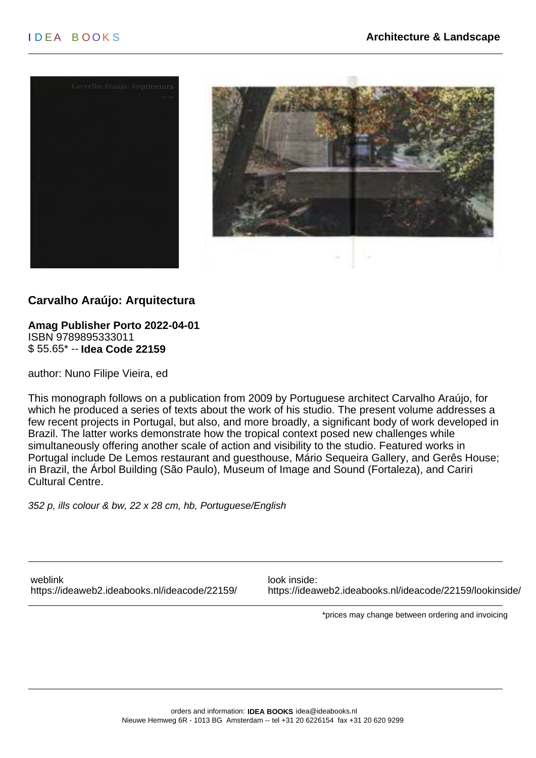# Carvalho Araújo: Arquitectura

**Amag Publisher Porto 2022-04-01**
ISBN 9789895333011
$ 55.65* -- **Idea Code 22159**

author: Nuno Filipe Vieira, ed

This monograph follows on a publication from 2009 by Portuguese architect Carvalho Araújo, for which he produced a series of texts about the work of his studio. The present volume addresses a few recent projects in Portugal, but also, and more broadly, a significant body of work developed in Brazil. The latter works demonstrate how the tropical context posed new challenges while simultaneously offering another scale of action and visibility to the studio. Featured works in Portugal include De Lemos restaurant and guesthouse, Mário Sequeira Gallery, and Gerês House; in Brazil, the Árbol Building (São Paulo), Museum of Image and Sound (Fortaleza), and Cariri Cultural Centre.

*352 p, ills colour & bw, 22 x 28 cm, hb, Portuguese/English*

weblink
https://ideaweb2.ideabooks.nl/ideacode/22159/

look inside:
https://ideaweb2.ideabooks.nl/ideacode/22159/lookinside/

*prices may change between ordering and invoicing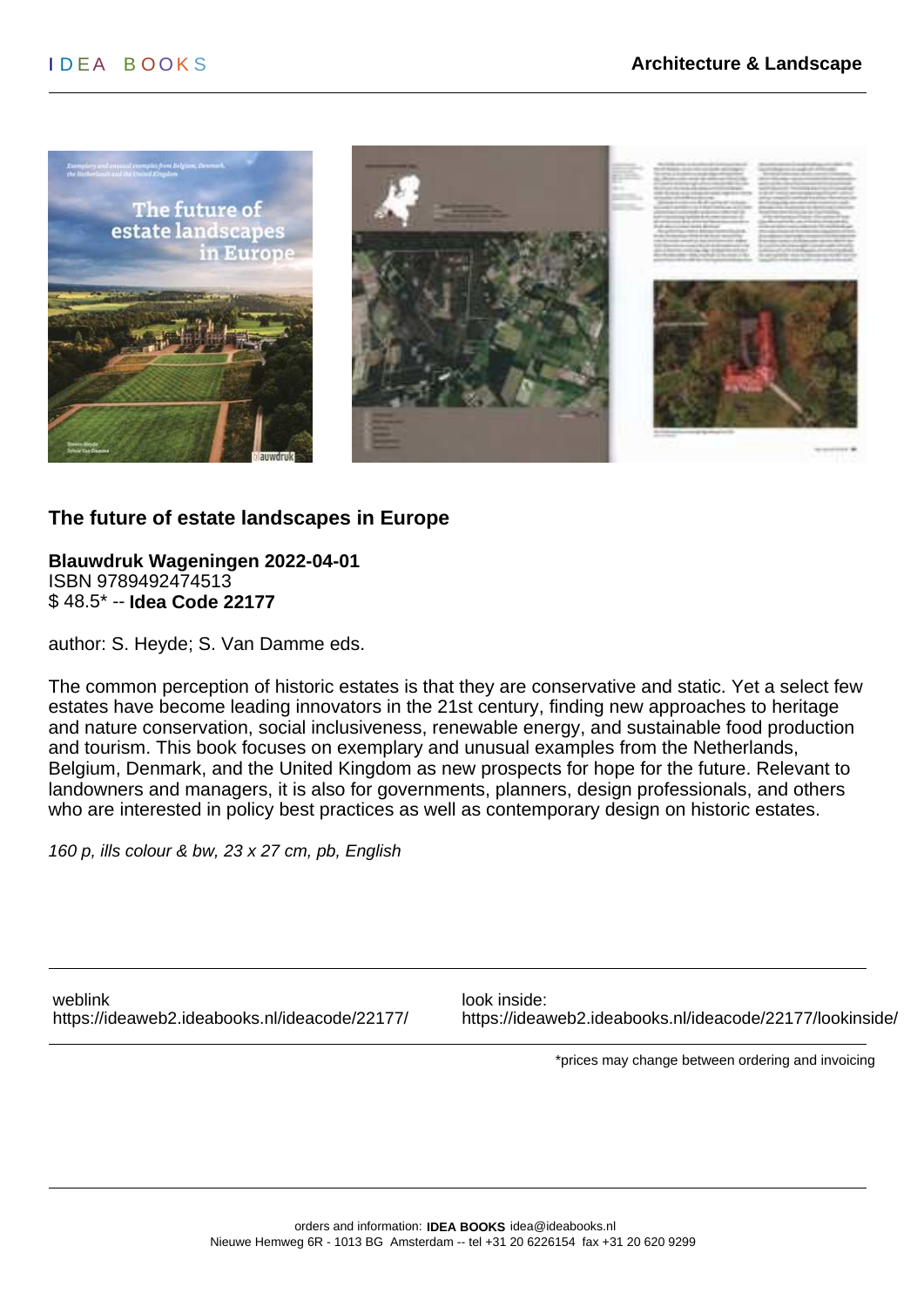## The future of estate landscapes in Europe

**Blauwdruk Wageningen 2022-04-01**
ISBN 9789492474513
$ 48.5* -- **Idea Code 22177**

author: S. Heyde; S. Van Damme eds.

The common perception of historic estates is that they are conservative and static. Yet a select few estates have become leading innovators in the 21st century, finding new approaches to heritage and nature conservation, social inclusiveness, renewable energy, and sustainable food production and tourism. This book focuses on exemplary and unusual examples from the Netherlands, Belgium, Denmark, and the United Kingdom as new prospects for hope for the future. Relevant to landowners and managers, it is also for governments, planners, design professionals, and others who are interested in policy best practices as well as contemporary design on historic estates.

*160 p, ills colour & bw, 23 x 27 cm, pb, English*

weblink
https://ideaweb2.ideabooks.nl/ideacode/22177/

look inside:
https://ideaweb2.ideabooks.nl/ideacode/22177/lookinside/

*prices may change between ordering and invoicing

orders and information: **IDEA BOOKS** idea@ideabooks.nl
Nieuwe Hemweg 6R - 1013 BG Amsterdam -- tel +31 20 6226154 fax +31 20 620 9299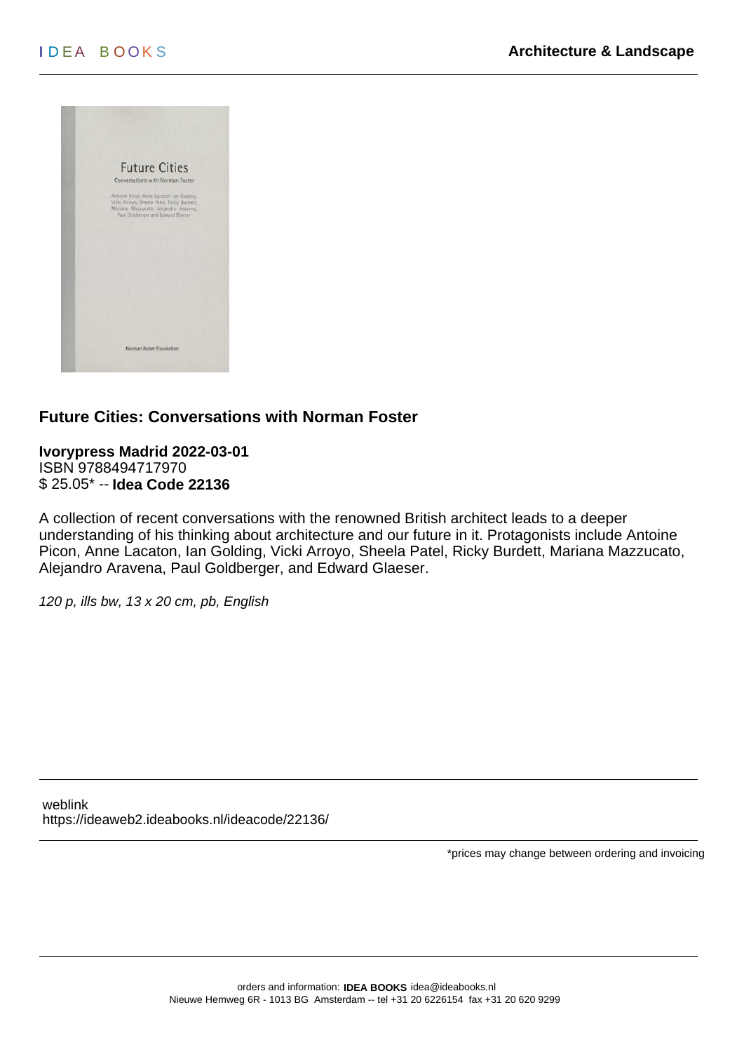## Future Cities: Conversations with Norman Foster

**Ivorypress Madrid 2022-03-01**
ISBN 9788494717970
$ 25.05* -- **Idea Code 22136**

A collection of recent conversations with the renowned British architect leads to a deeper understanding of his thinking about architecture and our future in it. Protagonists include Antoine Picon, Anne Lacaton, Ian Golding, Vicki Arroyo, Sheela Patel, Ricky Burdett, Mariana Mazzucato, Alejandro Aravena, Paul Goldberger, and Edward Glaeser.

*120 p, ills bw, 13 x 20 cm, pb, English*

weblink
https://ideaweb2.ideabooks.nl/ideacode/22136/

*prices may change between ordering and invoicing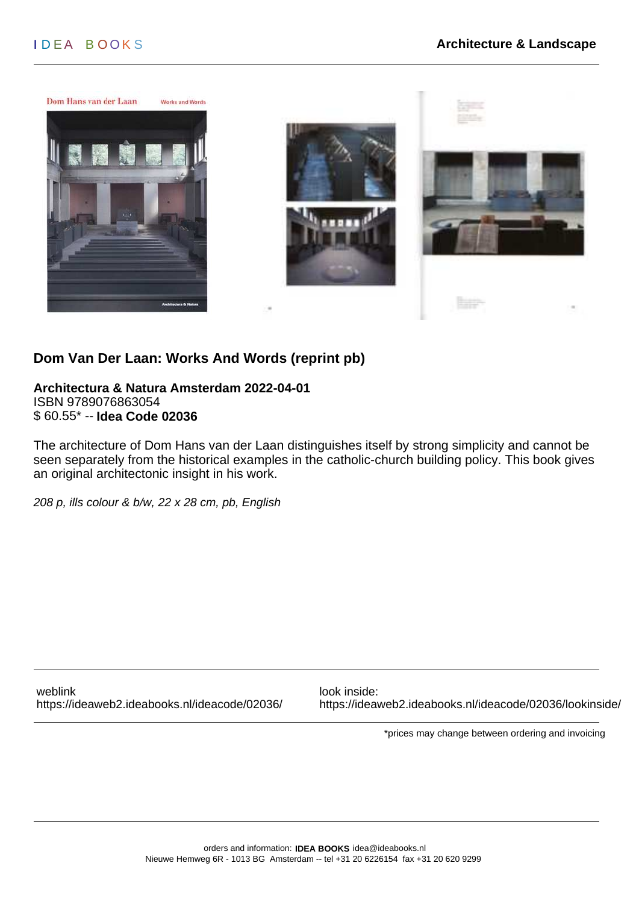## Dom Van Der Laan: Works And Words (reprint pb)

**Architectura & Natura Amsterdam 2022-04-01**
ISBN 9789076863054
$ 60.55* -- **Idea Code 02036**

The architecture of Dom Hans van der Laan distinguishes itself by strong simplicity and cannot be seen separately from the historical examples in the catholic-church building policy. This book gives an original architectonic insight in his work.

*208 p, ills colour & b/w, 22 x 28 cm, pb, English*

weblink
https://ideaweb2.ideabooks.nl/ideacode/02036/

look inside:
https://ideaweb2.ideabooks.nl/ideacode/02036/lookinside/

*prices may change between ordering and invoicing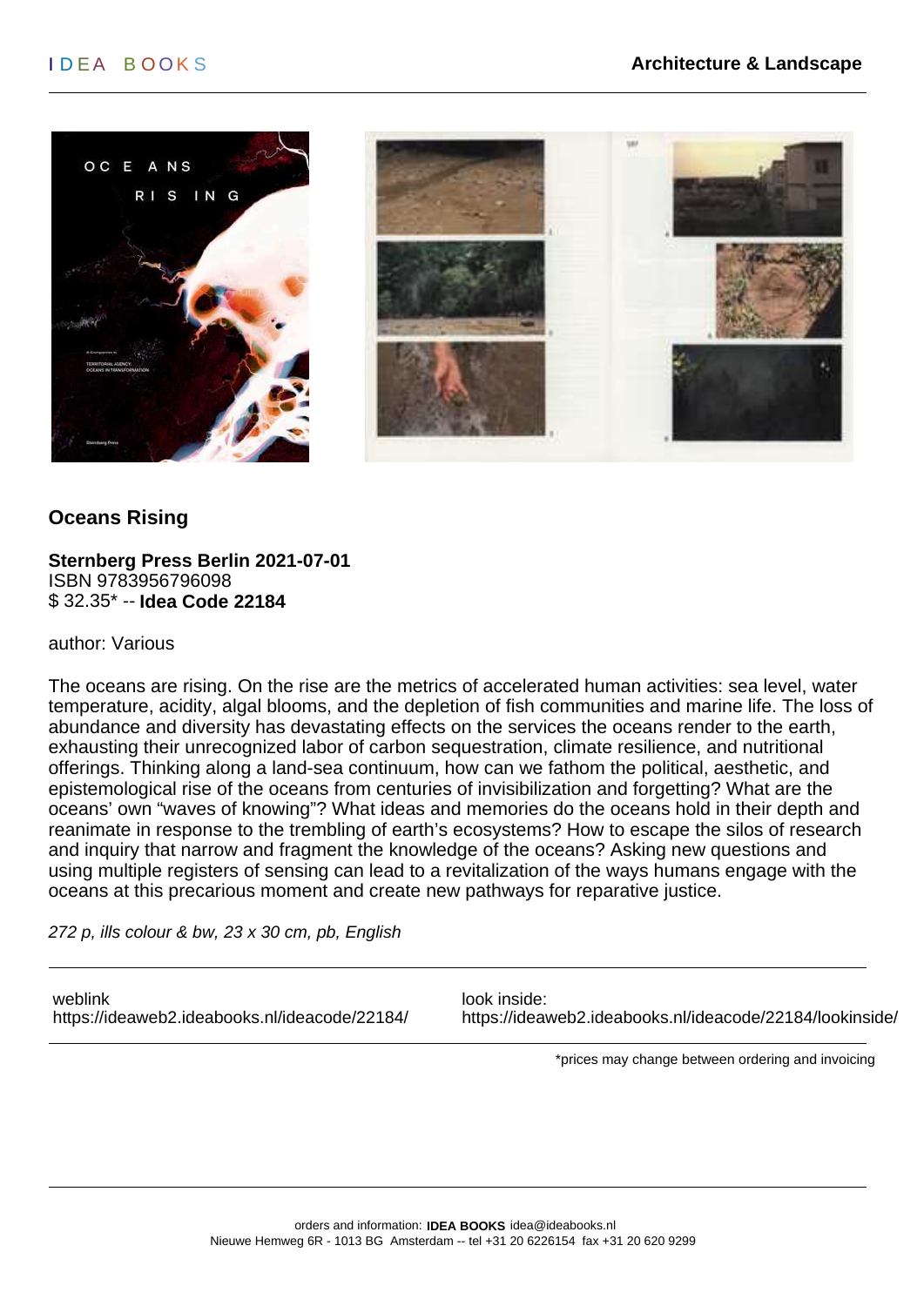# Oceans Rising

**Sternberg Press Berlin 2021-07-01**
ISBN 9783956796098
$ 32.35* -- **Idea Code 22184**

author: Various

The oceans are rising. On the rise are the metrics of accelerated human activities: sea level, water temperature, acidity, algal blooms, and the depletion of fish communities and marine life. The loss of abundance and diversity has devastating effects on the services the oceans render to the earth, exhausting their unrecognized labor of carbon sequestration, climate resilience, and nutritional offerings. Thinking along a land-sea continuum, how can we fathom the political, aesthetic, and epistemological rise of the oceans from centuries of invisibilization and forgetting? What are the oceans' own "waves of knowing"? What ideas and memories do the oceans hold in their depth and reanimate in response to the trembling of earth's ecosystems? How to escape the silos of research and inquiry that narrow and fragment the knowledge of the oceans? Asking new questions and using multiple registers of sensing can lead to a revitalization of the ways humans engage with the oceans at this precarious moment and create new pathways for reparative justice.

*272 p, ills colour & bw, 23 x 30 cm, pb, English*

weblink
https://ideaweb2.ideabooks.nl/ideacode/22184/

look inside:
https://ideaweb2.ideabooks.nl/ideacode/22184/lookinside/

*prices may change between ordering and invoicing

orders and information: **IDEA BOOKS** idea@ideabooks.nl
Nieuwe Hemweg 6R - 1013 BG Amsterdam -- tel +31 20 6226154 fax +31 20 620 9299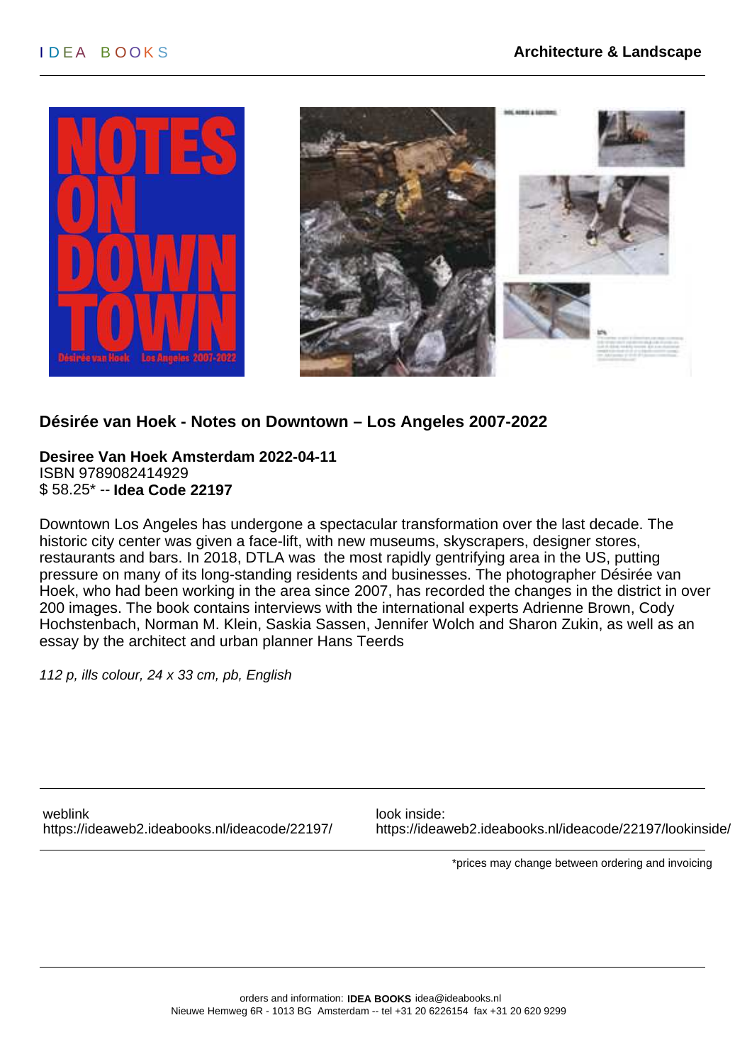## Désirée van Hoek - Notes on Downtown – Los Angeles 2007-2022

**Desiree Van Hoek Amsterdam 2022-04-11**
ISBN 9789082414929
$ 58.25* -- **Idea Code 22197**

Downtown Los Angeles has undergone a spectacular transformation over the last decade. The historic city center was given a face-lift, with new museums, skyscrapers, designer stores, restaurants and bars. In 2018, DTLA was the most rapidly gentrifying area in the US, putting pressure on many of its long-standing residents and businesses. The photographer Désirée van Hoek, who had been working in the area since 2007, has recorded the changes in the district in over 200 images. The book contains interviews with the international experts Adrienne Brown, Cody Hochstenbach, Norman M. Klein, Saskia Sassen, Jennifer Wolch and Sharon Zukin, as well as an essay by the architect and urban planner Hans Teerds

*112 p, ills colour, 24 x 33 cm, pb, English*

weblink
https://ideaweb2.ideabooks.nl/ideacode/22197/

look inside:
https://ideaweb2.ideabooks.nl/ideacode/22197/lookinside/

*prices may change between ordering and invoicing

orders and information: **IDEA BOOKS** idea@ideabooks.nl
Nieuwe Hemweg 6R - 1013 BG Amsterdam -- tel +31 20 6226154 fax +31 20 620 9299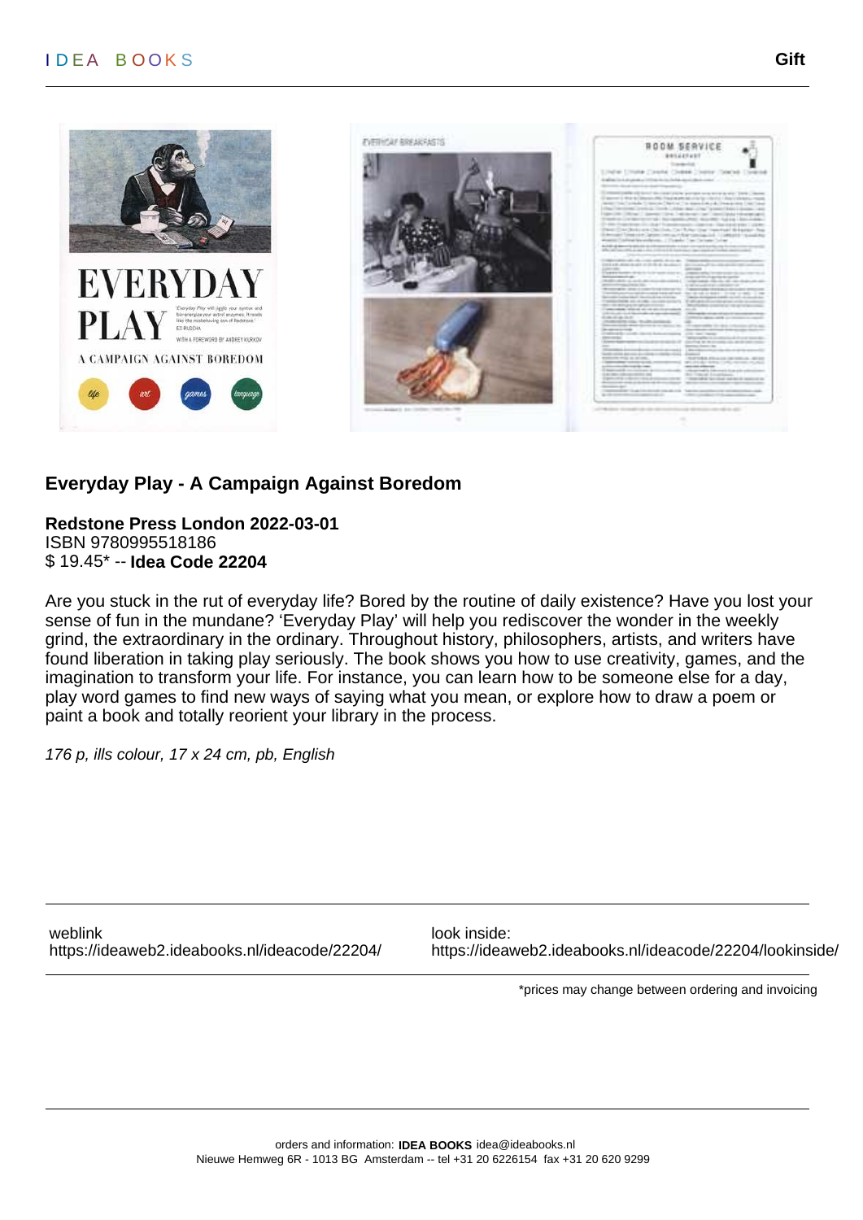# Everyday Play - A Campaign Against Boredom

**Redstone Press London 2022-03-01**
ISBN 9780995518186
$ 19.45* -- **Idea Code 22204**

Are you stuck in the rut of everyday life? Bored by the routine of daily existence? Have you lost your sense of fun in the mundane? 'Everyday Play' will help you rediscover the wonder in the weekly grind, the extraordinary in the ordinary. Throughout history, philosophers, artists, and writers have found liberation in taking play seriously. The book shows you how to use creativity, games, and the imagination to transform your life. For instance, you can learn how to be someone else for a day, play word games to find new ways of saying what you mean, or explore how to draw a poem or paint a book and totally reorient your library in the process.

*176 p, ills colour, 17 x 24 cm, pb, English*

weblink
https://ideaweb2.ideabooks.nl/ideacode/22204/

look inside:
https://ideaweb2.ideabooks.nl/ideacode/22204/lookinside/

*prices may change between ordering and invoicing

orders and information: **IDEA BOOKS** idea@ideabooks.nl
Nieuwe Hemweg 6R - 1013 BG Amsterdam -- tel +31 20 6226154 fax +31 20 620 9299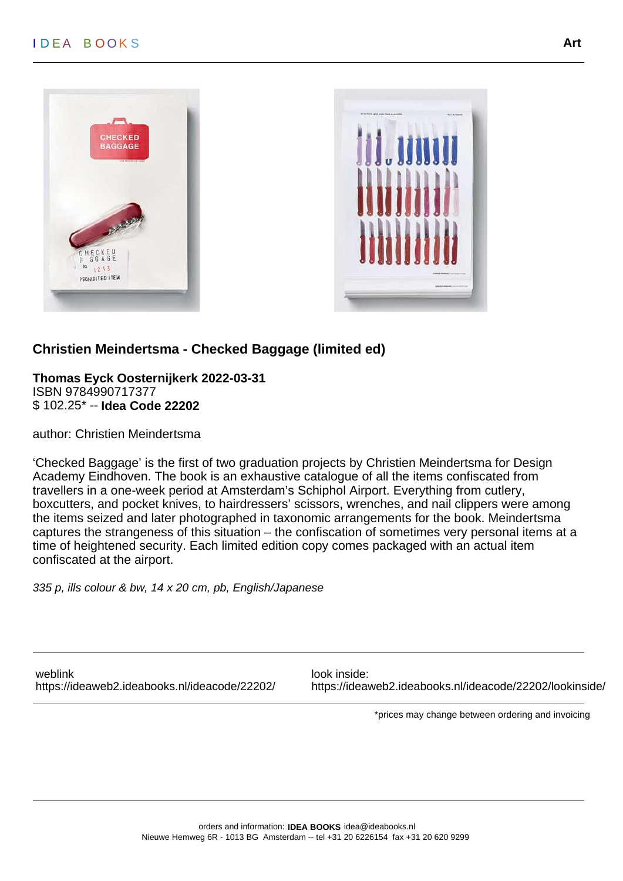## Christien Meindertsma - Checked Baggage (limited ed)

**Thomas Eyck Oosternijkerk 2022-03-31**
ISBN 9784990717377
$ 102.25* -- **Idea Code 22202**

author: Christien Meindertsma

‘Checked Baggage’ is the first of two graduation projects by Christien Meindertsma for Design Academy Eindhoven. The book is an exhaustive catalogue of all the items confiscated from travellers in a one-week period at Amsterdam’s Schiphol Airport. Everything from cutlery, boxcutters, and pocket knives, to hairdressers’ scissors, wrenches, and nail clippers were among the items seized and later photographed in taxonomic arrangements for the book. Meindertsma captures the strangeness of this situation – the confiscation of sometimes very personal items at a time of heightened security. Each limited edition copy comes packaged with an actual item confiscated at the airport.

*335 p, ills colour & bw, 14 x 20 cm, pb, English/Japanese*

weblink
https://ideaweb2.ideabooks.nl/ideacode/22202/

look inside:
https://ideaweb2.ideabooks.nl/ideacode/22202/lookinside/

*prices may change between ordering and invoicing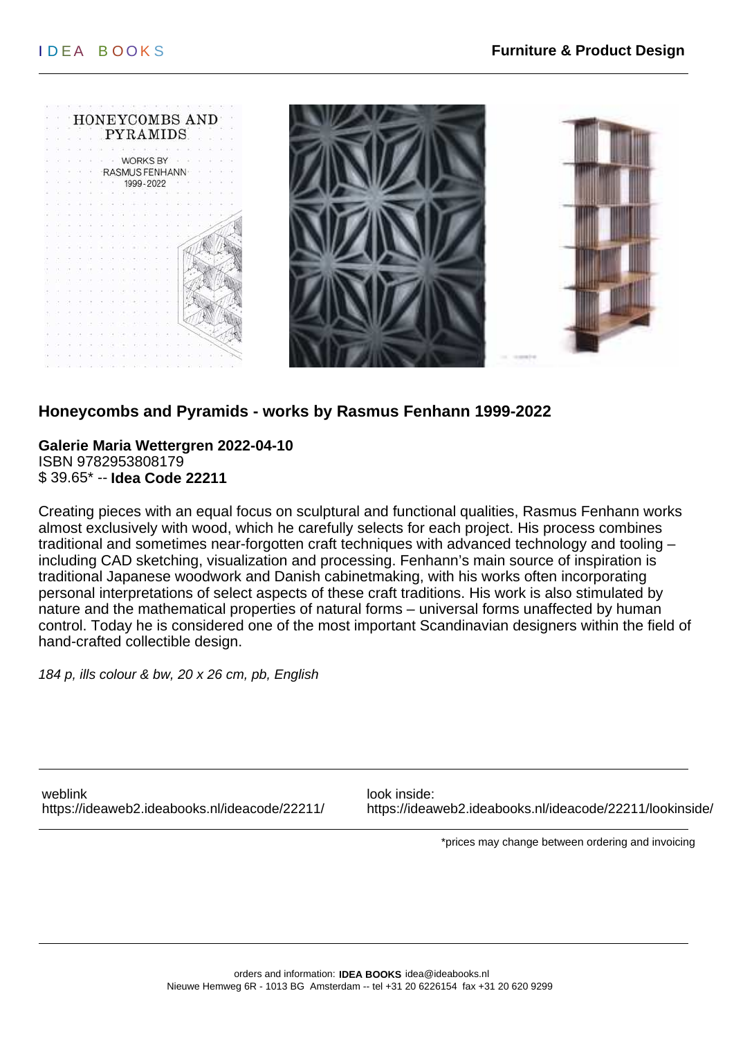Furniture & Product Design

## Honeycombs and Pyramids - works by Rasmus Fenhann 1999-2022

**Galerie Maria Wettergren 2022-04-10**
ISBN 9782953808179
$ 39.65* -- **Idea Code 22211**

Creating pieces with an equal focus on sculptural and functional qualities, Rasmus Fenhann works almost exclusively with wood, which he carefully selects for each project. His process combines traditional and sometimes near-forgotten craft techniques with advanced technology and tooling – including CAD sketching, visualization and processing. Fenhann's main source of inspiration is traditional Japanese woodwork and Danish cabinetmaking, with his works often incorporating personal interpretations of select aspects of these craft traditions. His work is also stimulated by nature and the mathematical properties of natural forms – universal forms unaffected by human control. Today he is considered one of the most important Scandinavian designers within the field of hand-crafted collectible design.

*184 p, ills colour & bw, 20 x 26 cm, pb, English*

weblink
https://ideaweb2.ideabooks.nl/ideacode/22211/

look inside:
https://ideaweb2.ideabooks.nl/ideacode/22211/lookinside/

*prices may change between ordering and invoicing

orders and information: **IDEA BOOKS** idea@ideabooks.nl
Nieuwe Hemweg 6R - 1013 BG Amsterdam -- tel +31 20 6226154 fax +31 20 620 9299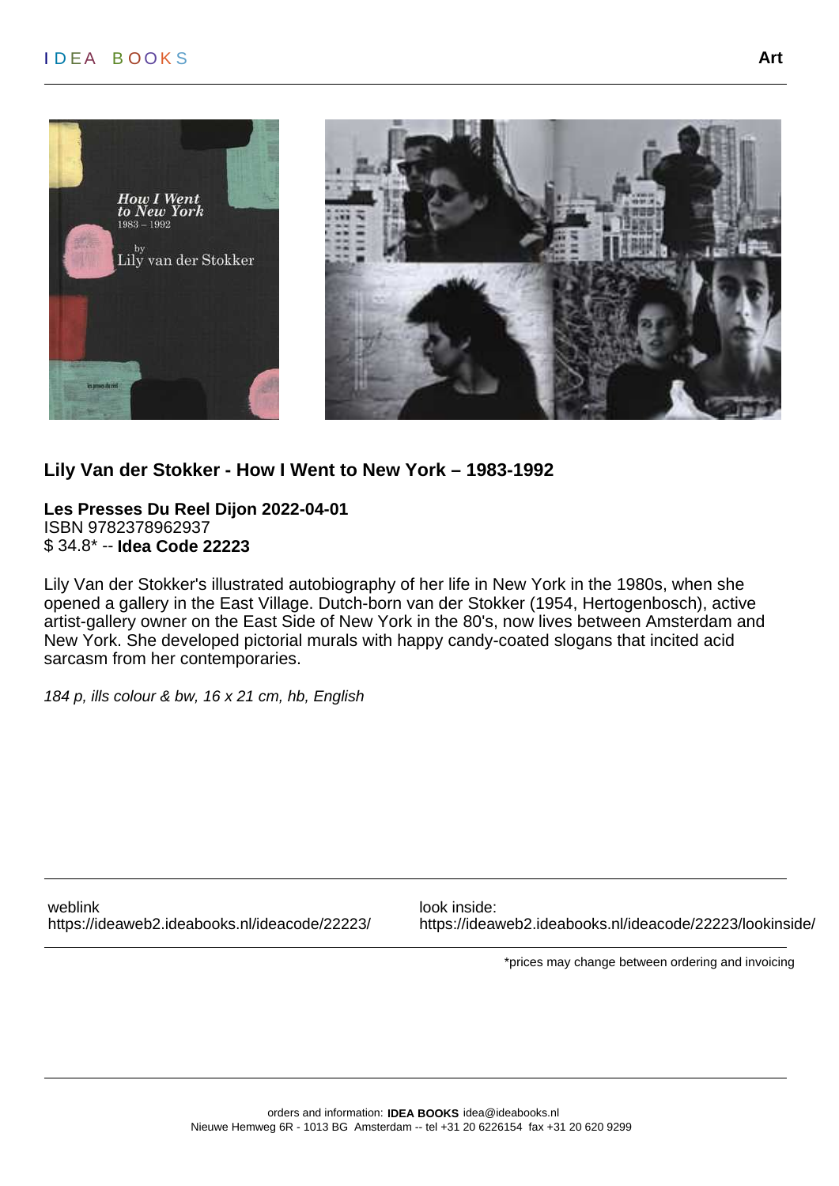## Lily Van der Stokker - How I Went to New York – 1983-1992

**Les Presses Du Reel Dijon 2022-04-01**
ISBN 9782378962937
$ 34.8* -- **Idea Code 22223**

Lily Van der Stokker's illustrated autobiography of her life in New York in the 1980s, when she opened a gallery in the East Village. Dutch-born van der Stokker (1954, Hertogenbosch), active artist-gallery owner on the East Side of New York in the 80's, now lives between Amsterdam and New York. She developed pictorial murals with happy candy-coated slogans that incited acid sarcasm from her contemporaries.

*184 p, ills colour & bw, 16 x 21 cm, hb, English*

weblink
https://ideaweb2.ideabooks.nl/ideacode/22223/

look inside:
https://ideaweb2.ideabooks.nl/ideacode/22223/lookinside/

*prices may change between ordering and invoicing

orders and information: **IDEA BOOKS** idea@ideabooks.nl
Nieuwe Hemweg 6R - 1013 BG Amsterdam -- tel +31 20 6226154 fax +31 20 620 9299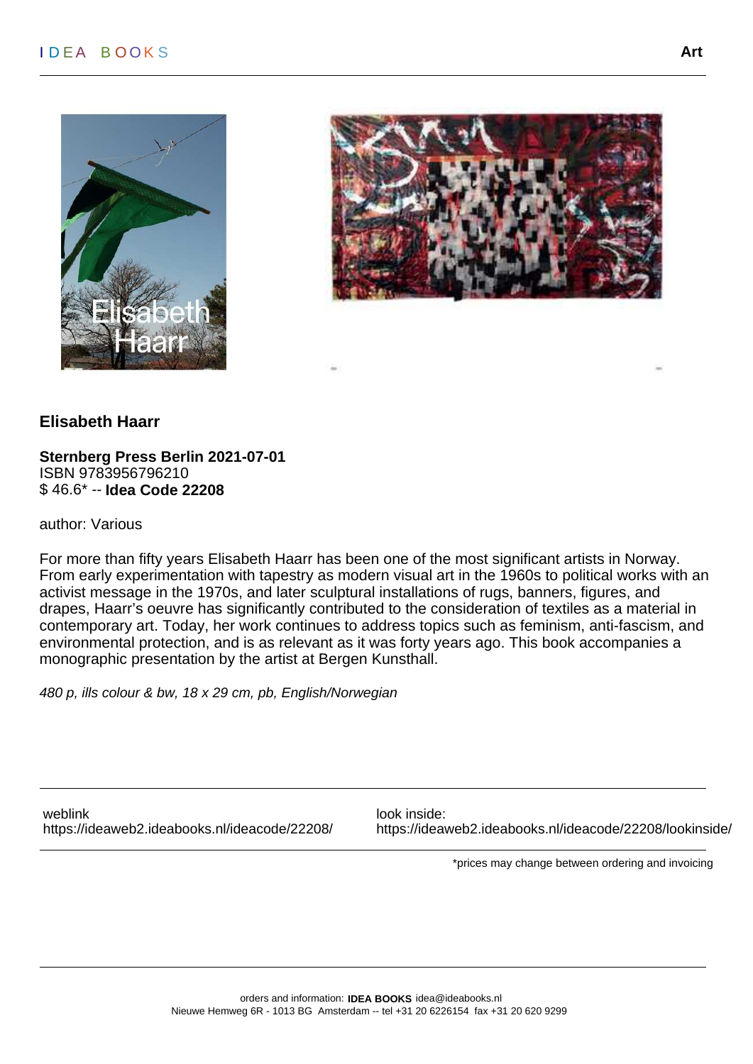## Elisabeth Haarr

**Sternberg Press Berlin 2021-07-01**
ISBN 9783956796210
$ 46.6* -- **Idea Code 22208**

author: Various

For more than fifty years Elisabeth Haarr has been one of the most significant artists in Norway. From early experimentation with tapestry as modern visual art in the 1960s to political works with an activist message in the 1970s, and later sculptural installations of rugs, banners, figures, and drapes, Haarr's oeuvre has significantly contributed to the consideration of textiles as a material in contemporary art. Today, her work continues to address topics such as feminism, anti-fascism, and environmental protection, and is as relevant as it was forty years ago. This book accompanies a monographic presentation by the artist at Bergen Kunsthall.

*480 p, ills colour & bw, 18 x 29 cm, pb, English/Norwegian*

weblink
https://ideaweb2.ideabooks.nl/ideacode/22208/

look inside:
https://ideaweb2.ideabooks.nl/ideacode/22208/lookinside/

*prices may change between ordering and invoicing

orders and information: **IDEA BOOKS** idea@ideabooks.nl
Nieuwe Hemweg 6R - 1013 BG Amsterdam -- tel +31 20 6226154 fax +31 20 620 9299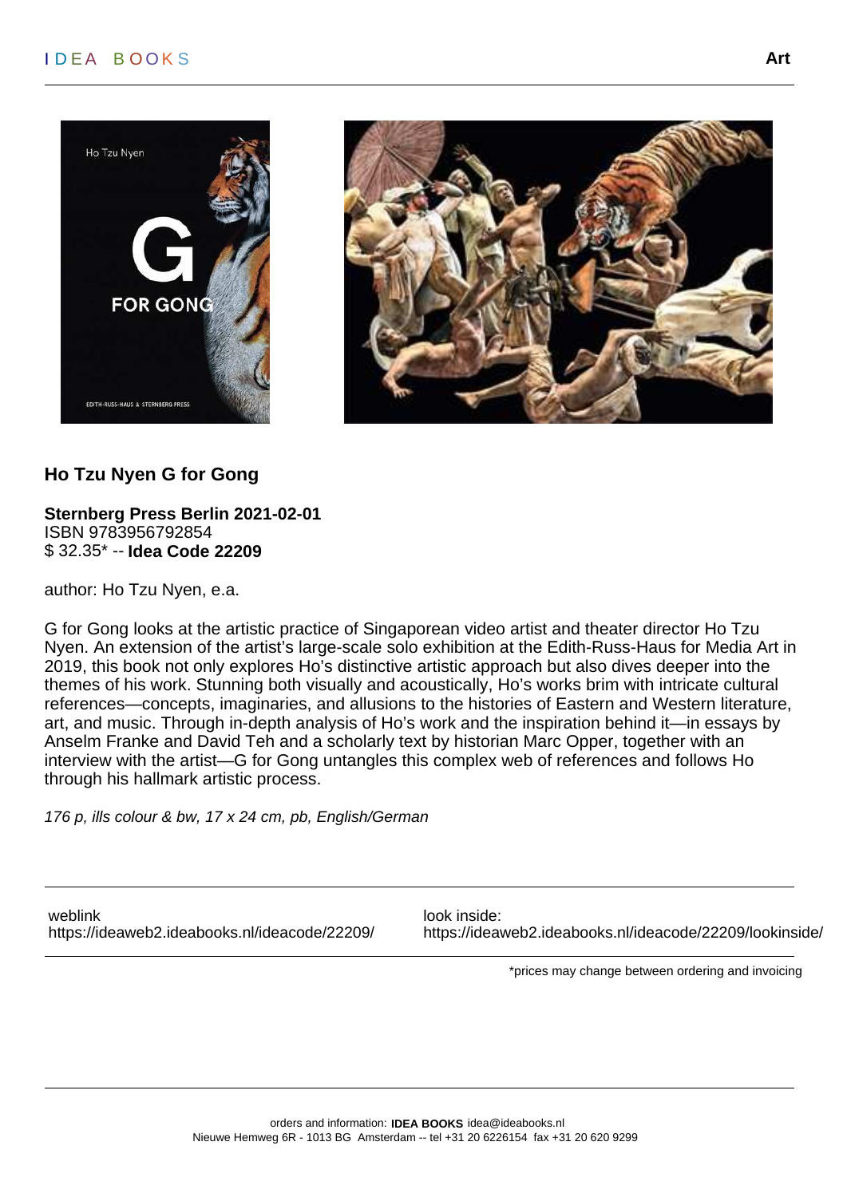## Ho Tzu Nyen G for Gong

**Sternberg Press Berlin 2021-02-01**
ISBN 9783956792854
$ 32.35* -- **Idea Code 22209**

author: Ho Tzu Nyen, e.a.

G for Gong looks at the artistic practice of Singaporean video artist and theater director Ho Tzu Nyen. An extension of the artist's large-scale solo exhibition at the Edith-Russ-Haus for Media Art in 2019, this book not only explores Ho's distinctive artistic approach but also dives deeper into the themes of his work. Stunning both visually and acoustically, Ho's works brim with intricate cultural references—concepts, imaginaries, and allusions to the histories of Eastern and Western literature, art, and music. Through in-depth analysis of Ho's work and the inspiration behind it—in essays by Anselm Franke and David Teh and a scholarly text by historian Marc Opper, together with an interview with the artist—G for Gong untangles this complex web of references and follows Ho through his hallmark artistic process.

*176 p, ills colour & bw, 17 x 24 cm, pb, English/German*

weblink
https://ideaweb2.ideabooks.nl/ideacode/22209/

look inside:
https://ideaweb2.ideabooks.nl/ideacode/22209/lookinside/

*prices may change between ordering and invoicing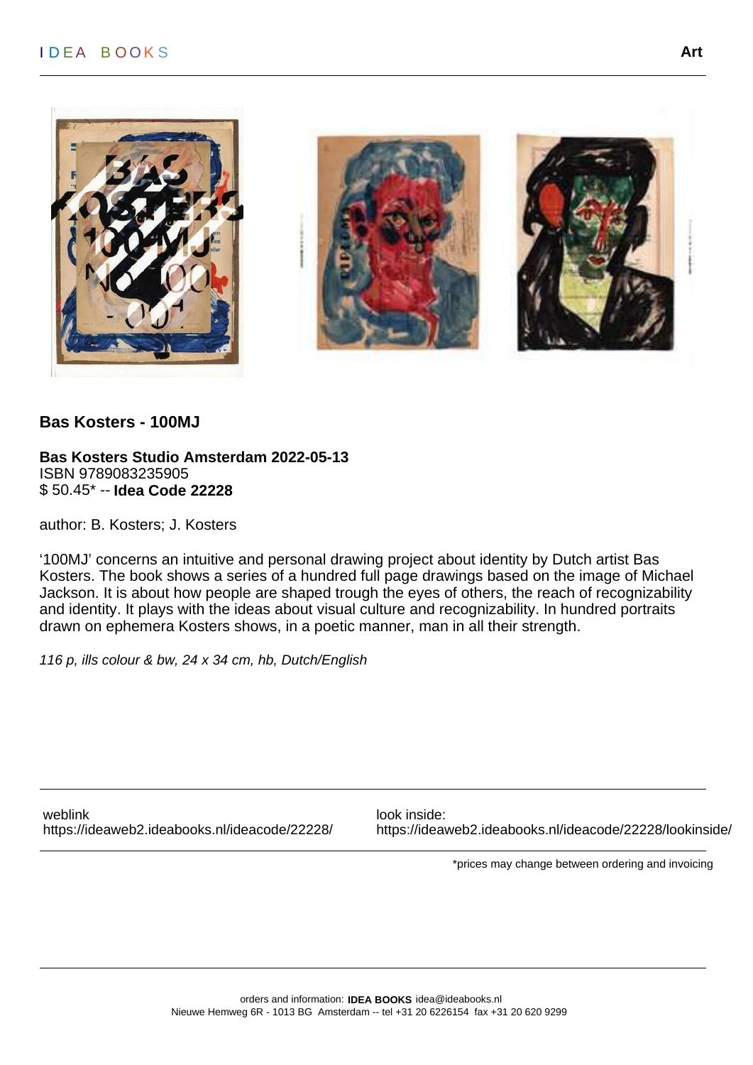## Bas Kosters - 100MJ

**Bas Kosters Studio Amsterdam 2022-05-13**
ISBN 9789083235905
$ 50.45* -- **Idea Code 22228**

author: B. Kosters; J. Kosters

‘100MJ’ concerns an intuitive and personal drawing project about identity by Dutch artist Bas Kosters. The book shows a series of a hundred full page drawings based on the image of Michael Jackson. It is about how people are shaped trough the eyes of others, the reach of recognizability and identity. It plays with the ideas about visual culture and recognizability. In hundred portraits drawn on ephemera Kosters shows, in a poetic manner, man in all their strength.

*116 p, ills colour & bw, 24 x 34 cm, hb, Dutch/English*

weblink
https://ideaweb2.ideabooks.nl/ideacode/22228/

look inside:
https://ideaweb2.ideabooks.nl/ideacode/22228/lookinside/

*prices may change between ordering and invoicing

orders and information: **IDEA BOOKS** idea@ideabooks.nl
Nieuwe Hemweg 6R - 1013 BG Amsterdam -- tel +31 20 6226154 fax +31 20 620 9299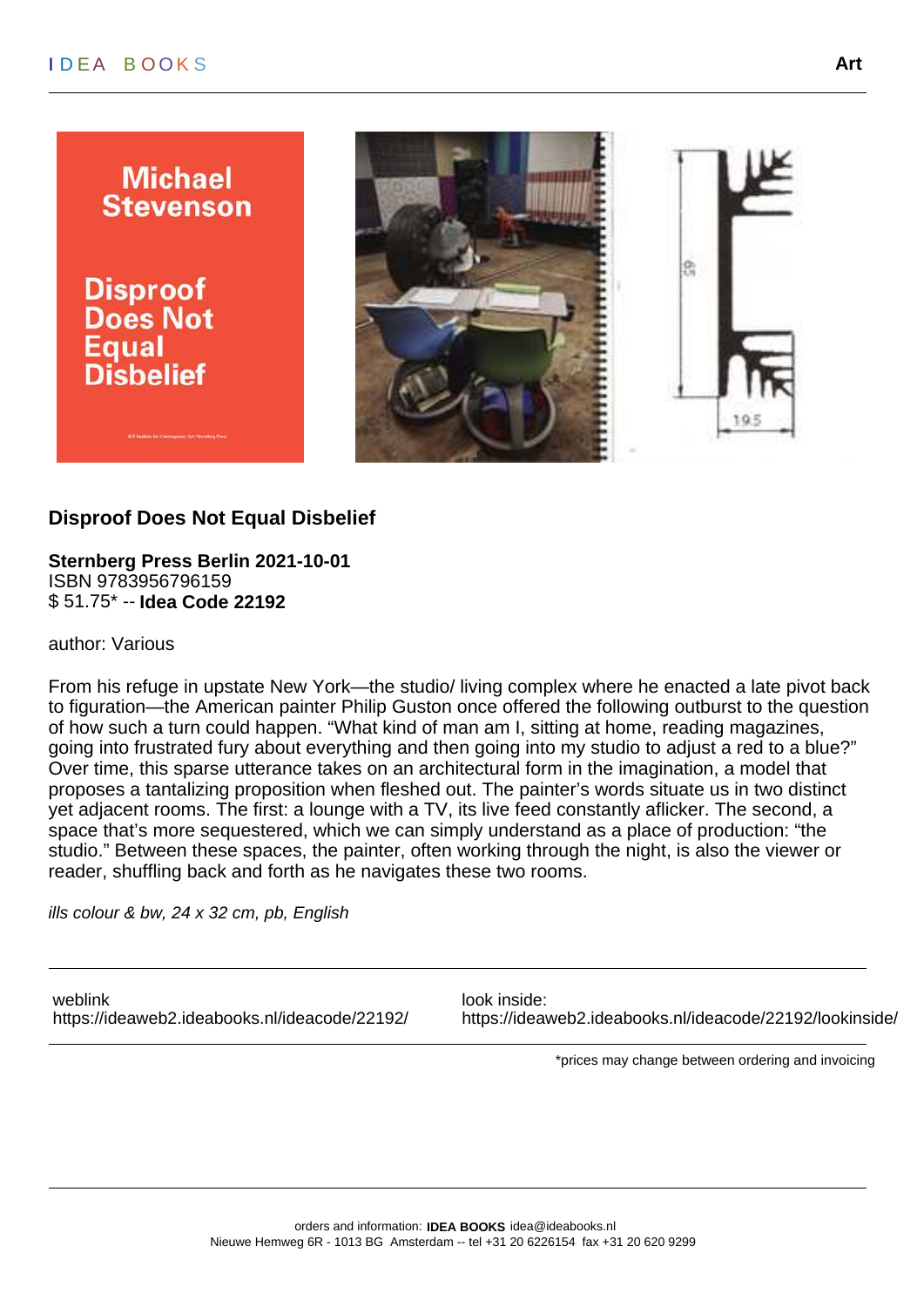## Disproof Does Not Equal Disbelief

**Sternberg Press Berlin 2021-10-01**
ISBN 9783956796159
$ 51.75* -- **Idea Code 22192**

author: Various

From his refuge in upstate New York—the studio/ living complex where he enacted a late pivot back to figuration—the American painter Philip Guston once offered the following outburst to the question of how such a turn could happen. “What kind of man am I, sitting at home, reading magazines, going into frustrated fury about everything and then going into my studio to adjust a red to a blue?” Over time, this sparse utterance takes on an architectural form in the imagination, a model that proposes a tantalizing proposition when fleshed out. The painter’s words situate us in two distinct yet adjacent rooms. The first: a lounge with a TV, its live feed constantly aflicker. The second, a space that’s more sequestered, which we can simply understand as a place of production: “the studio.” Between these spaces, the painter, often working through the night, is also the viewer or reader, shuffling back and forth as he navigates these two rooms.

*ills colour & bw, 24 x 32 cm, pb, English*

| weblink | look inside: |
|---|---|
| https://ideaweb2.ideabooks.nl/ideacode/22192/ | https://ideaweb2.ideabooks.nl/ideacode/22192/lookinside/ |

*prices may change between ordering and invoicing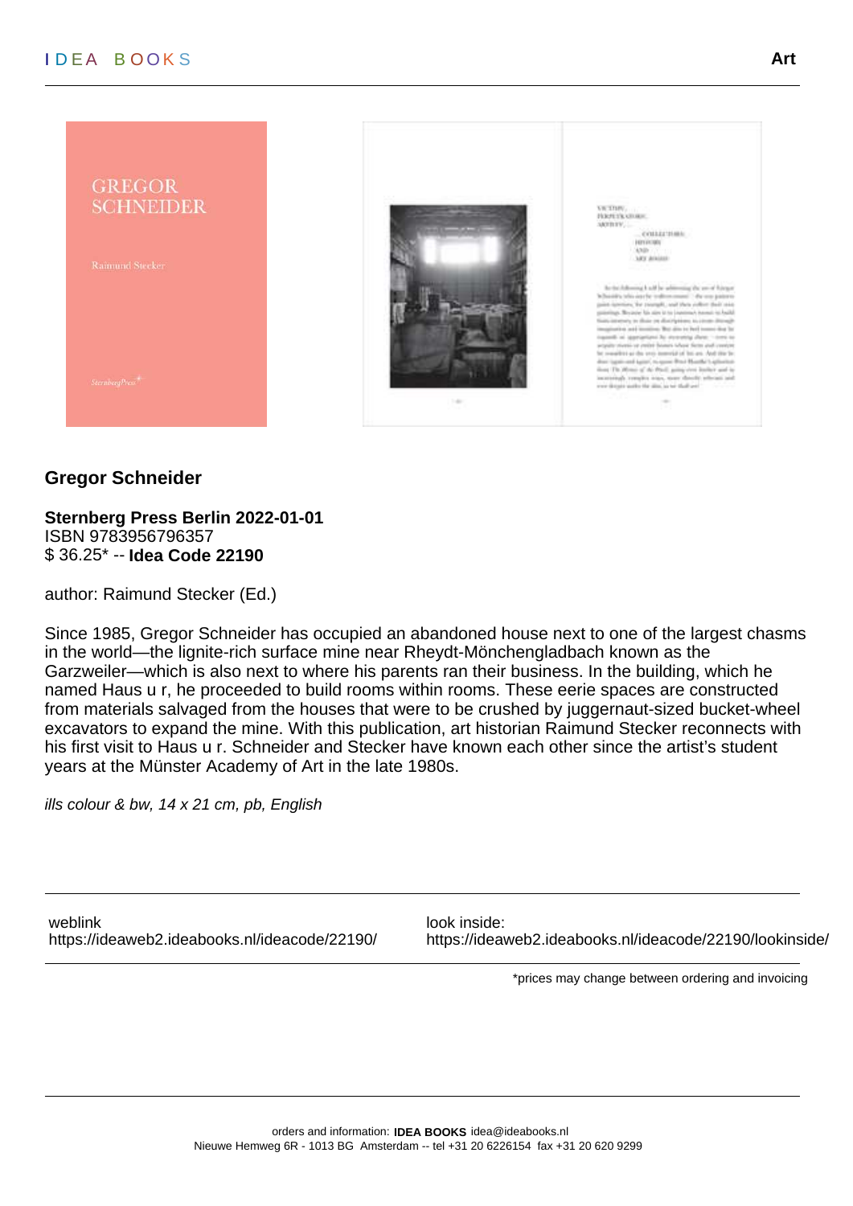## Gregor Schneider

**Sternberg Press Berlin 2022-01-01**
ISBN 9783956796357
$ 36.25* -- **Idea Code 22190**

author: Raimund Stecker (Ed.)

Since 1985, Gregor Schneider has occupied an abandoned house next to one of the largest chasms in the world—the lignite-rich surface mine near Rheydt-Mönchengladbach known as the Garzweiler—which is also next to where his parents ran their business. In the building, which he named Haus u r, he proceeded to build rooms within rooms. These eerie spaces are constructed from materials salvaged from the houses that were to be crushed by juggernaut-sized bucket-wheel excavators to expand the mine. With this publication, art historian Raimund Stecker reconnects with his first visit to Haus u r. Schneider and Stecker have known each other since the artist's student years at the Münster Academy of Art in the late 1980s.

*ills colour & bw, 14 x 21 cm, pb, English*

weblink
https://ideaweb2.ideabooks.nl/ideacode/22190/

look inside:
https://ideaweb2.ideabooks.nl/ideacode/22190/lookinside/

*prices may change between ordering and invoicing

orders and information: **IDEA BOOKS** idea@ideabooks.nl
Nieuwe Hemweg 6R - 1013 BG Amsterdam -- tel +31 20 6226154 fax +31 20 620 9299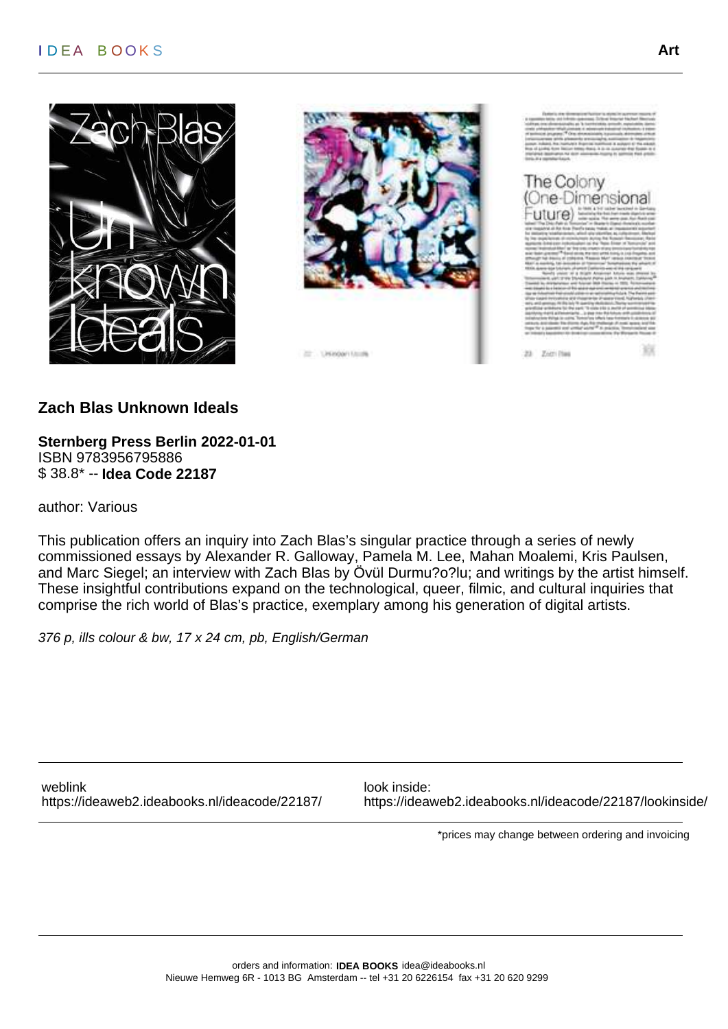## Zach Blas Unknown Ideals

**Sternberg Press Berlin 2022-01-01**
ISBN 9783956795886
$ 38.8* -- **Idea Code 22187**

author: Various

This publication offers an inquiry into Zach Blas's singular practice through a series of newly commissioned essays by Alexander R. Galloway, Pamela M. Lee, Mahan Moalemi, Kris Paulsen, and Marc Siegel; an interview with Zach Blas by Övül Durmu?o?lu; and writings by the artist himself. These insightful contributions expand on the technological, queer, filmic, and cultural inquiries that comprise the rich world of Blas's practice, exemplary among his generation of digital artists.

*376 p, ills colour & bw, 17 x 24 cm, pb, English/German*

weblink
https://ideaweb2.ideabooks.nl/ideacode/22187/

look inside:
https://ideaweb2.ideabooks.nl/ideacode/22187/lookinside/

*prices may change between ordering and invoicing

orders and information: **IDEA BOOKS** idea@ideabooks.nl
Nieuwe Hemweg 6R - 1013 BG Amsterdam -- tel +31 20 6226154 fax +31 20 620 9299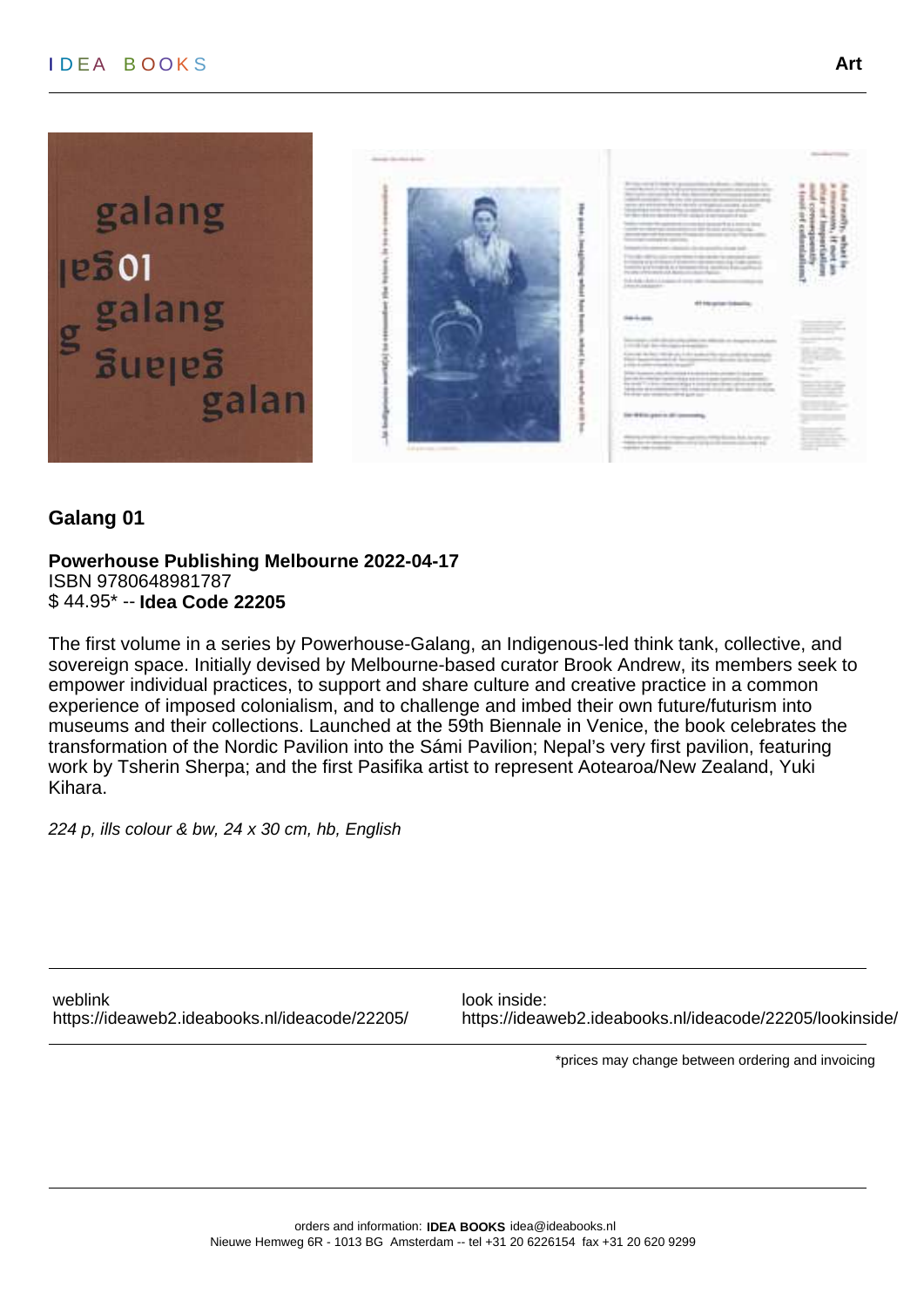## Galang 01

**Powerhouse Publishing Melbourne 2022-04-17**
ISBN 9780648981787
$ 44.95* -- **Idea Code 22205**

The first volume in a series by Powerhouse-Galang, an Indigenous-led think tank, collective, and sovereign space. Initially devised by Melbourne-based curator Brook Andrew, its members seek to empower individual practices, to support and share culture and creative practice in a common experience of imposed colonialism, and to challenge and imbed their own future/futurism into museums and their collections. Launched at the 59th Biennale in Venice, the book celebrates the transformation of the Nordic Pavilion into the Sámi Pavilion; Nepal's very first pavilion, featuring work by Tsherin Sherpa; and the first Pasifika artist to represent Aotearoa/New Zealand, Yuki Kihara.

*224 p, ills colour & bw, 24 x 30 cm, hb, English*

weblink
https://ideaweb2.ideabooks.nl/ideacode/22205/

look inside:
https://ideaweb2.ideabooks.nl/ideacode/22205/lookinside/

*prices may change between ordering and invoicing

orders and information: **IDEA BOOKS** idea@ideabooks.nl
Nieuwe Hemweg 6R - 1013 BG Amsterdam -- tel +31 20 6226154 fax +31 20 620 9299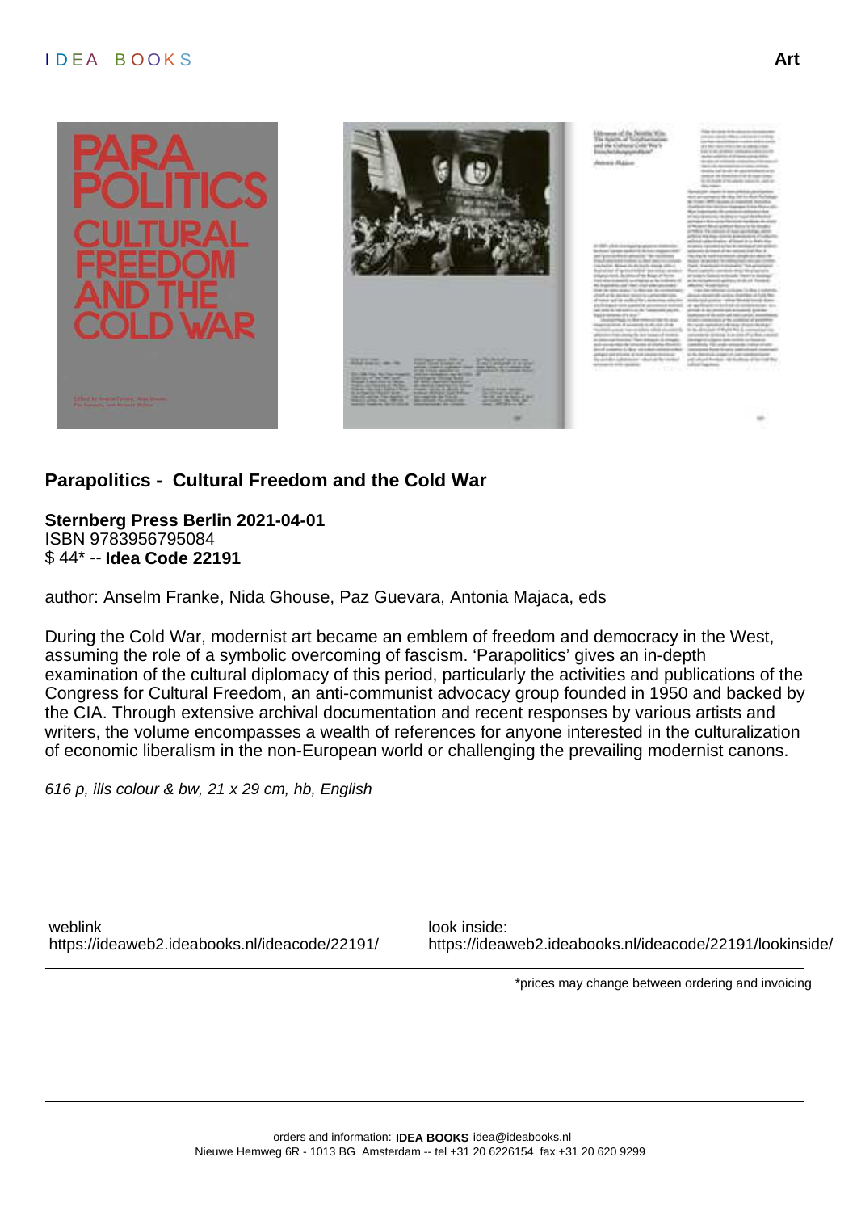## Parapolitics - Cultural Freedom and the Cold War

**Sternberg Press Berlin 2021-04-01**
ISBN 9783956795084
$ 44* -- **Idea Code 22191**

author: Anselm Franke, Nida Ghouse, Paz Guevara, Antonia Majaca, eds

During the Cold War, modernist art became an emblem of freedom and democracy in the West, assuming the role of a symbolic overcoming of fascism. ‘Parapolitics’ gives an in-depth examination of the cultural diplomacy of this period, particularly the activities and publications of the Congress for Cultural Freedom, an anti-communist advocacy group founded in 1950 and backed by the CIA. Through extensive archival documentation and recent responses by various artists and writers, the volume encompasses a wealth of references for anyone interested in the culturalization of economic liberalism in the non-European world or challenging the prevailing modernist canons.

*616 p, ills colour & bw, 21 x 29 cm, hb, English*

weblink
https://ideaweb2.ideabooks.nl/ideacode/22191/

look inside:
https://ideaweb2.ideabooks.nl/ideacode/22191/lookinside/

*prices may change between ordering and invoicing

orders and information: **IDEA BOOKS** idea@ideabooks.nl
Nieuwe Hemweg 6R - 1013 BG Amsterdam -- tel +31 20 6226154 fax +31 20 620 9299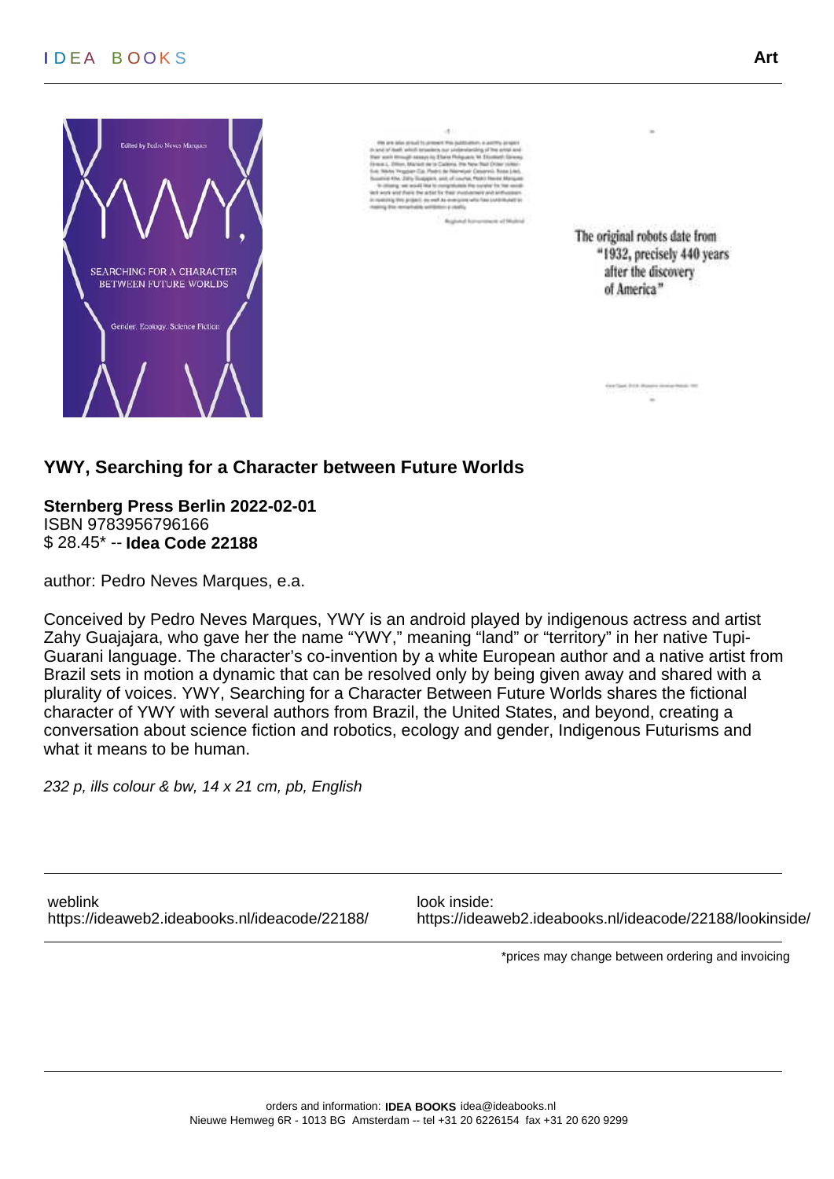## YWY, Searching for a Character between Future Worlds

**Sternberg Press Berlin 2022-02-01**
ISBN 9783956796166
$ 28.45* -- **Idea Code 22188**

author: Pedro Neves Marques, e.a.

Conceived by Pedro Neves Marques, YWY is an android played by indigenous actress and artist Zahy Guajajara, who gave her the name "YWY," meaning "land" or "territory" in her native Tupi-Guarani language. The character's co-invention by a white European author and a native artist from Brazil sets in motion a dynamic that can be resolved only by being given away and shared with a plurality of voices. YWY, Searching for a Character Between Future Worlds shares the fictional character of YWY with several authors from Brazil, the United States, and beyond, creating a conversation about science fiction and robotics, ecology and gender, Indigenous Futurisms and what it means to be human.

*232 p, ills colour & bw, 14 x 21 cm, pb, English*

weblink
https://ideaweb2.ideabooks.nl/ideacode/22188/

look inside:
https://ideaweb2.ideabooks.nl/ideacode/22188/lookinside/

*prices may change between ordering and invoicing

orders and information: **IDEA BOOKS** idea@ideabooks.nl
Nieuwe Hemweg 6R - 1013 BG Amsterdam -- tel +31 20 6226154 fax +31 20 620 9299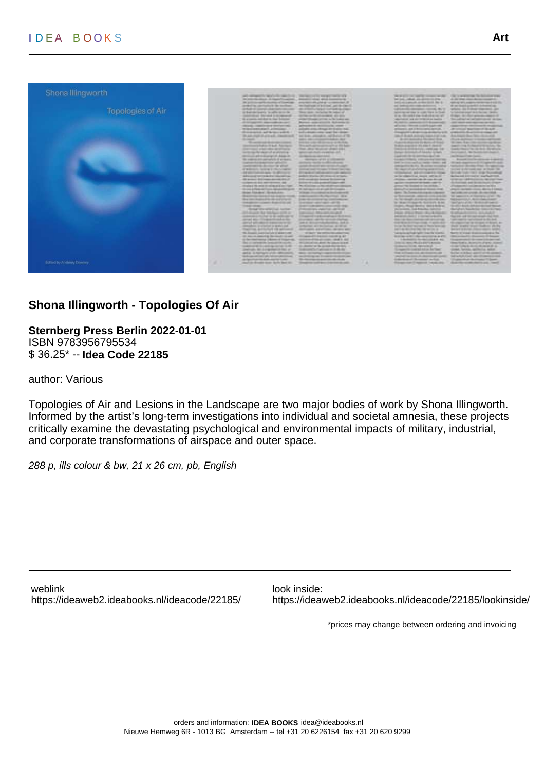## Shona Illingworth - Topologies Of Air

**Sternberg Press Berlin 2022-01-01**
ISBN 9783956795534
$ 36.25* -- **Idea Code 22185**

author: Various

Topologies of Air and Lesions in the Landscape are two major bodies of work by Shona Illingworth. Informed by the artist's long-term investigations into individual and societal amnesia, these projects critically examine the devastating psychological and environmental impacts of military, industrial, and corporate transformations of airspace and outer space.

*288 p, ills colour & bw, 21 x 26 cm, pb, English*

weblink
https://ideaweb2.ideabooks.nl/ideacode/22185/

look inside:
https://ideaweb2.ideabooks.nl/ideacode/22185/lookinside/

*prices may change between ordering and invoicing

orders and information: **IDEA BOOKS** idea@ideabooks.nl
Nieuwe Hemweg 6R - 1013 BG Amsterdam -- tel +31 20 6226154 fax +31 20 620 9299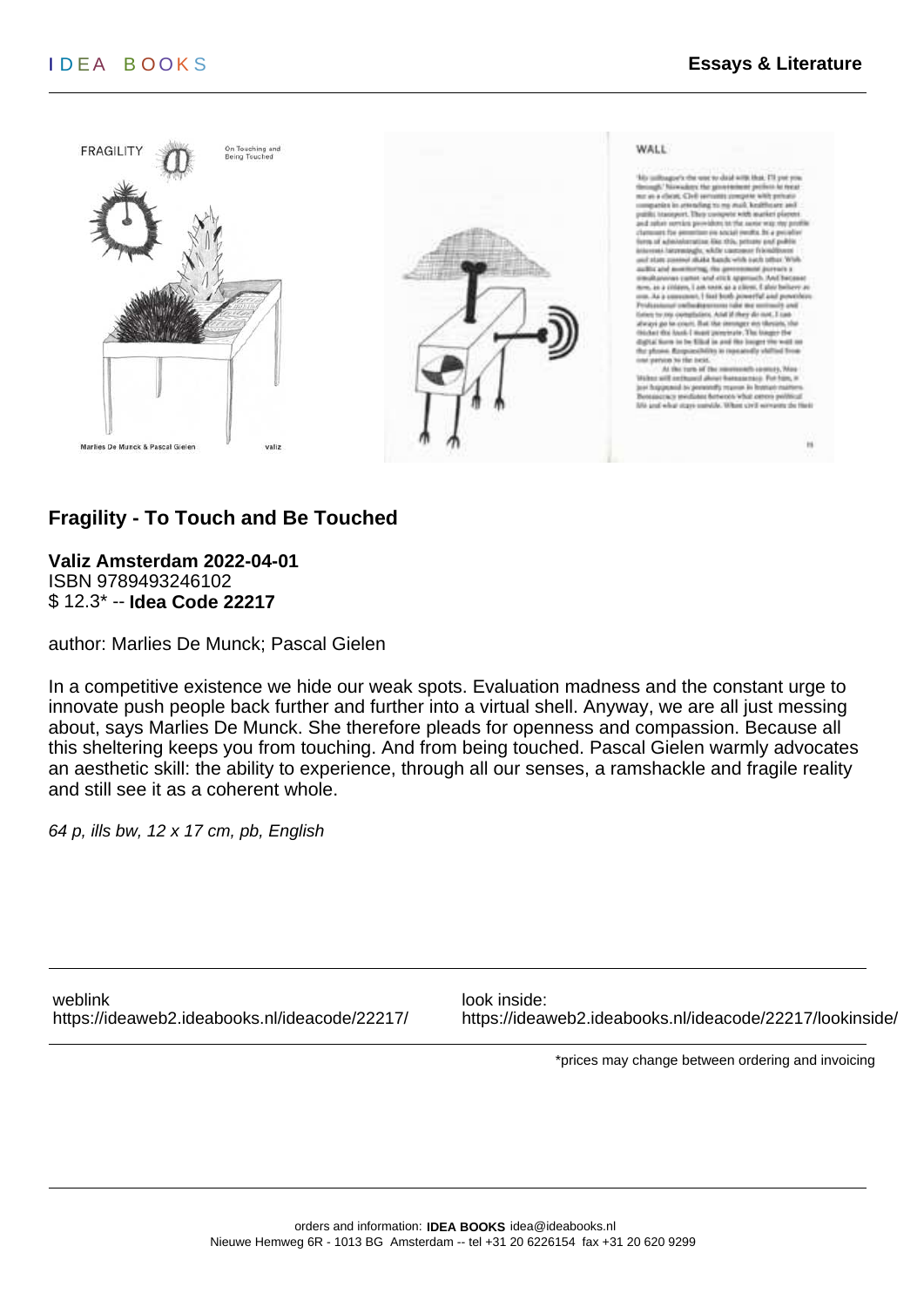## Fragility - To Touch and Be Touched

**Valiz Amsterdam 2022-04-01**
ISBN 9789493246102
$ 12.3* -- **Idea Code 22217**

author: Marlies De Munck; Pascal Gielen

In a competitive existence we hide our weak spots. Evaluation madness and the constant urge to innovate push people back further and further into a virtual shell. Anyway, we are all just messing about, says Marlies De Munck. She therefore pleads for openness and compassion. Because all this sheltering keeps you from touching. And from being touched. Pascal Gielen warmly advocates an aesthetic skill: the ability to experience, through all our senses, a ramshackle and fragile reality and still see it as a coherent whole.

*64 p, ills bw, 12 x 17 cm, pb, English*

weblink
https://ideaweb2.ideabooks.nl/ideacode/22217/

look inside:
https://ideaweb2.ideabooks.nl/ideacode/22217/lookinside/

*prices may change between ordering and invoicing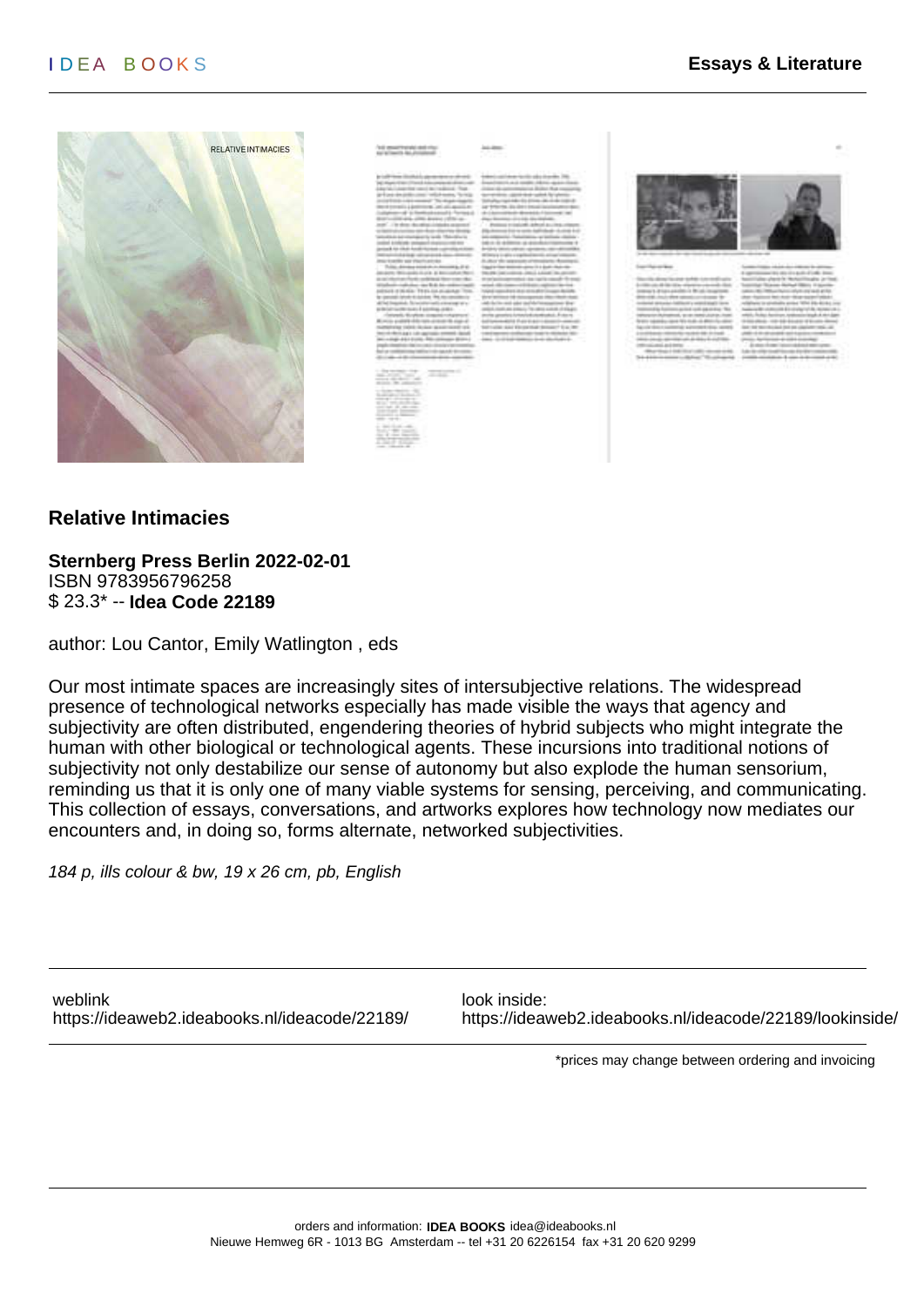IDEA BOOKS

**Essays & Literature**

## Relative Intimacies

**Sternberg Press Berlin 2022-02-01**
ISBN 9783956796258
$ 23.3* -- **Idea Code 22189**

author: Lou Cantor, Emily Watlington , eds

Our most intimate spaces are increasingly sites of intersubjective relations. The widespread presence of technological networks especially has made visible the ways that agency and subjectivity are often distributed, engendering theories of hybrid subjects who might integrate the human with other biological or technological agents. These incursions into traditional notions of subjectivity not only destabilize our sense of autonomy but also explode the human sensorium, reminding us that it is only one of many viable systems for sensing, perceiving, and communicating. This collection of essays, conversations, and artworks explores how technology now mediates our encounters and, in doing so, forms alternate, networked subjectivities.

*184 p, ills colour & bw, 19 x 26 cm, pb, English*

weblink
https://ideaweb2.ideabooks.nl/ideacode/22189/

look inside:
https://ideaweb2.ideabooks.nl/ideacode/22189/lookinside/

*prices may change between ordering and invoicing

orders and information: **IDEA BOOKS** idea@ideabooks.nl
Nieuwe Hemweg 6R - 1013 BG Amsterdam -- tel +31 20 6226154 fax +31 20 620 9299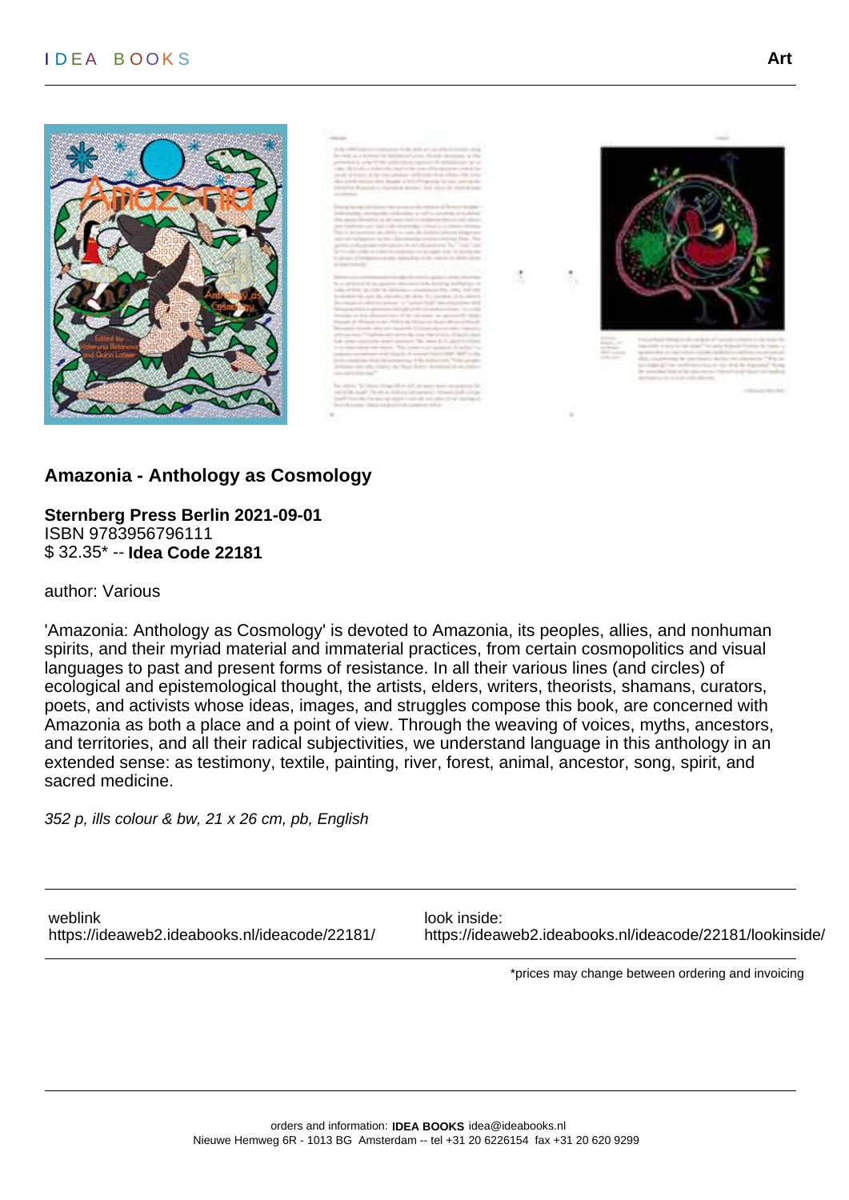## Amazonia - Anthology as Cosmology

**Sternberg Press Berlin 2021-09-01**
ISBN 9783956796111
$ 32.35* -- **Idea Code 22181**

author: Various

'Amazonia: Anthology as Cosmology' is devoted to Amazonia, its peoples, allies, and nonhuman spirits, and their myriad material and immaterial practices, from certain cosmopolitics and visual languages to past and present forms of resistance. In all their various lines (and circles) of ecological and epistemological thought, the artists, elders, writers, theorists, shamans, curators, poets, and activists whose ideas, images, and struggles compose this book, are concerned with Amazonia as both a place and a point of view. Through the weaving of voices, myths, ancestors, and territories, and all their radical subjectivities, we understand language in this anthology in an extended sense: as testimony, textile, painting, river, forest, animal, ancestor, song, spirit, and sacred medicine.

*352 p, ills colour & bw, 21 x 26 cm, pb, English*

| weblink | look inside: |
|---|---|
| https://ideaweb2.ideabooks.nl/ideacode/22181/ | https://ideaweb2.ideabooks.nl/ideacode/22181/lookinside/ |

*prices may change between ordering and invoicing

orders and information: **IDEA BOOKS** idea@ideabooks.nl
Nieuwe Hemweg 6R - 1013 BG Amsterdam -- tel +31 20 6226154 fax +31 20 620 9299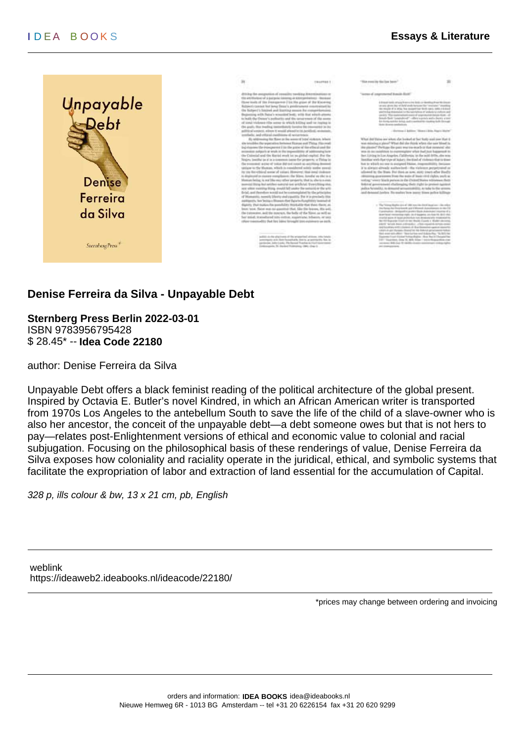## Denise Ferreira da Silva - Unpayable Debt

**Sternberg Press Berlin 2022-03-01**
ISBN 9783956795428
$ 28.45* -- **Idea Code 22180**

author: Denise Ferreira da Silva

Unpayable Debt offers a black feminist reading of the political architecture of the global present. Inspired by Octavia E. Butler's novel Kindred, in which an African American writer is transported from 1970s Los Angeles to the antebellum South to save the life of the child of a slave-owner who is also her ancestor, the conceit of the unpayable debt—a debt someone owes but that is not hers to pay—relates post-Enlightenment versions of ethical and economic value to colonial and racial subjugation. Focusing on the philosophical basis of these renderings of value, Denise Ferreira da Silva exposes how coloniality and raciality operate in the juridical, ethical, and symbolic systems that facilitate the expropriation of labor and extraction of land essential for the accumulation of Capital.

*328 p, ills colour & bw, 13 x 21 cm, pb, English*

weblink
https://ideaweb2.ideabooks.nl/ideacode/22180/

*prices may change between ordering and invoicing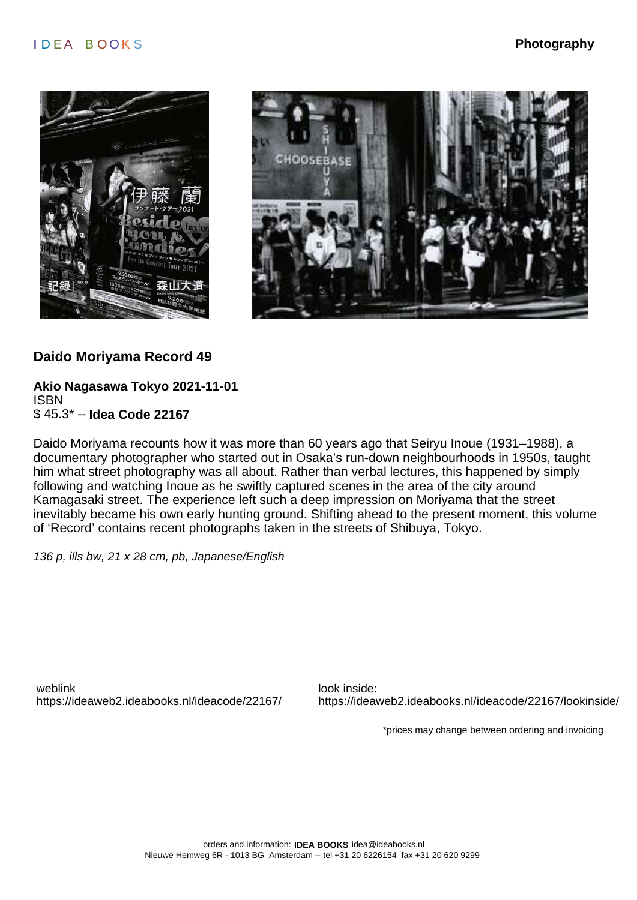## Daido Moriyama Record 49

**Akio Nagasawa Tokyo 2021-11-01**
ISBN
$ 45.3* -- **Idea Code 22167**

Daido Moriyama recounts how it was more than 60 years ago that Seiryu Inoue (1931–1988), a documentary photographer who started out in Osaka's run-down neighbourhoods in 1950s, taught him what street photography was all about. Rather than verbal lectures, this happened by simply following and watching Inoue as he swiftly captured scenes in the area of the city around Kamagasaki street. The experience left such a deep impression on Moriyama that the street inevitably became his own early hunting ground. Shifting ahead to the present moment, this volume of 'Record' contains recent photographs taken in the streets of Shibuya, Tokyo.

*136 p, ills bw, 21 x 28 cm, pb, Japanese/English*

weblink
https://ideaweb2.ideabooks.nl/ideacode/22167/

look inside:
https://ideaweb2.ideabooks.nl/ideacode/22167/lookinside/

*prices may change between ordering and invoicing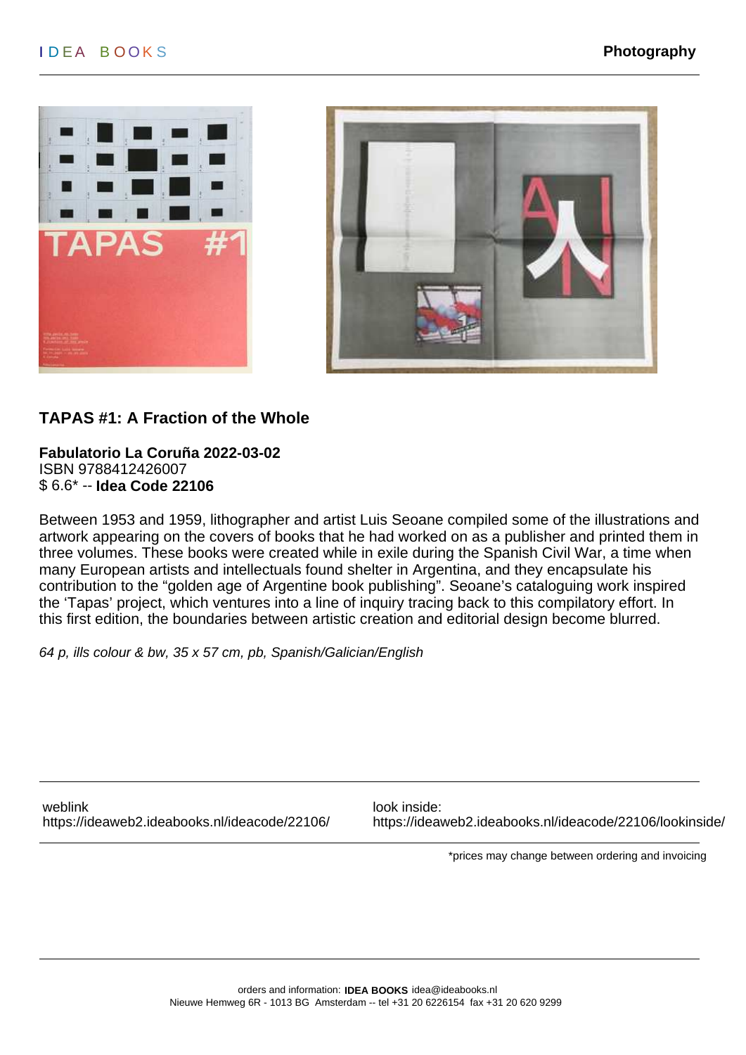## TAPAS #1: A Fraction of the Whole

**Fabulatorio La Coruña 2022-03-02**
ISBN 9788412426007
$ 6.6* -- **Idea Code 22106**

Between 1953 and 1959, lithographer and artist Luis Seoane compiled some of the illustrations and artwork appearing on the covers of books that he had worked on as a publisher and printed them in three volumes. These books were created while in exile during the Spanish Civil War, a time when many European artists and intellectuals found shelter in Argentina, and they encapsulate his contribution to the “golden age of Argentine book publishing”. Seoane’s cataloguing work inspired the ‘Tapas’ project, which ventures into a line of inquiry tracing back to this compilatory effort. In this first edition, the boundaries between artistic creation and editorial design become blurred.

*64 p, ills colour & bw, 35 x 57 cm, pb, Spanish/Galician/English*

weblink
https://ideaweb2.ideabooks.nl/ideacode/22106/

look inside:
https://ideaweb2.ideabooks.nl/ideacode/22106/lookinside/

*prices may change between ordering and invoicing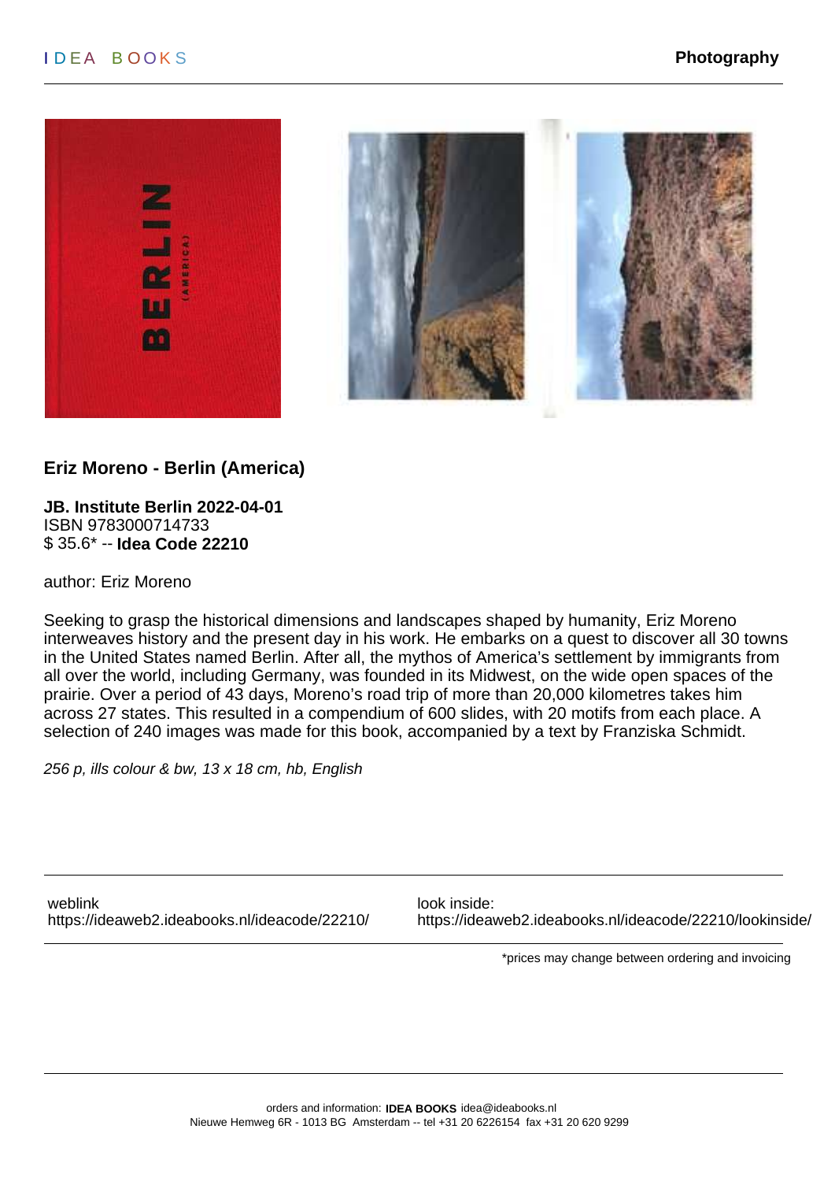## Eriz Moreno - Berlin (America)

**JB. Institute Berlin 2022-04-01**
ISBN 9783000714733
$ 35.6* -- **Idea Code 22210**

author: Eriz Moreno

Seeking to grasp the historical dimensions and landscapes shaped by humanity, Eriz Moreno interweaves history and the present day in his work. He embarks on a quest to discover all 30 towns in the United States named Berlin. After all, the mythos of America's settlement by immigrants from all over the world, including Germany, was founded in its Midwest, on the wide open spaces of the prairie. Over a period of 43 days, Moreno's road trip of more than 20,000 kilometres takes him across 27 states. This resulted in a compendium of 600 slides, with 20 motifs from each place. A selection of 240 images was made for this book, accompanied by a text by Franziska Schmidt.

*256 p, ills colour & bw, 13 x 18 cm, hb, English*

weblink
https://ideaweb2.ideabooks.nl/ideacode/22210/

look inside:
https://ideaweb2.ideabooks.nl/ideacode/22210/lookinside/

*prices may change between ordering and invoicing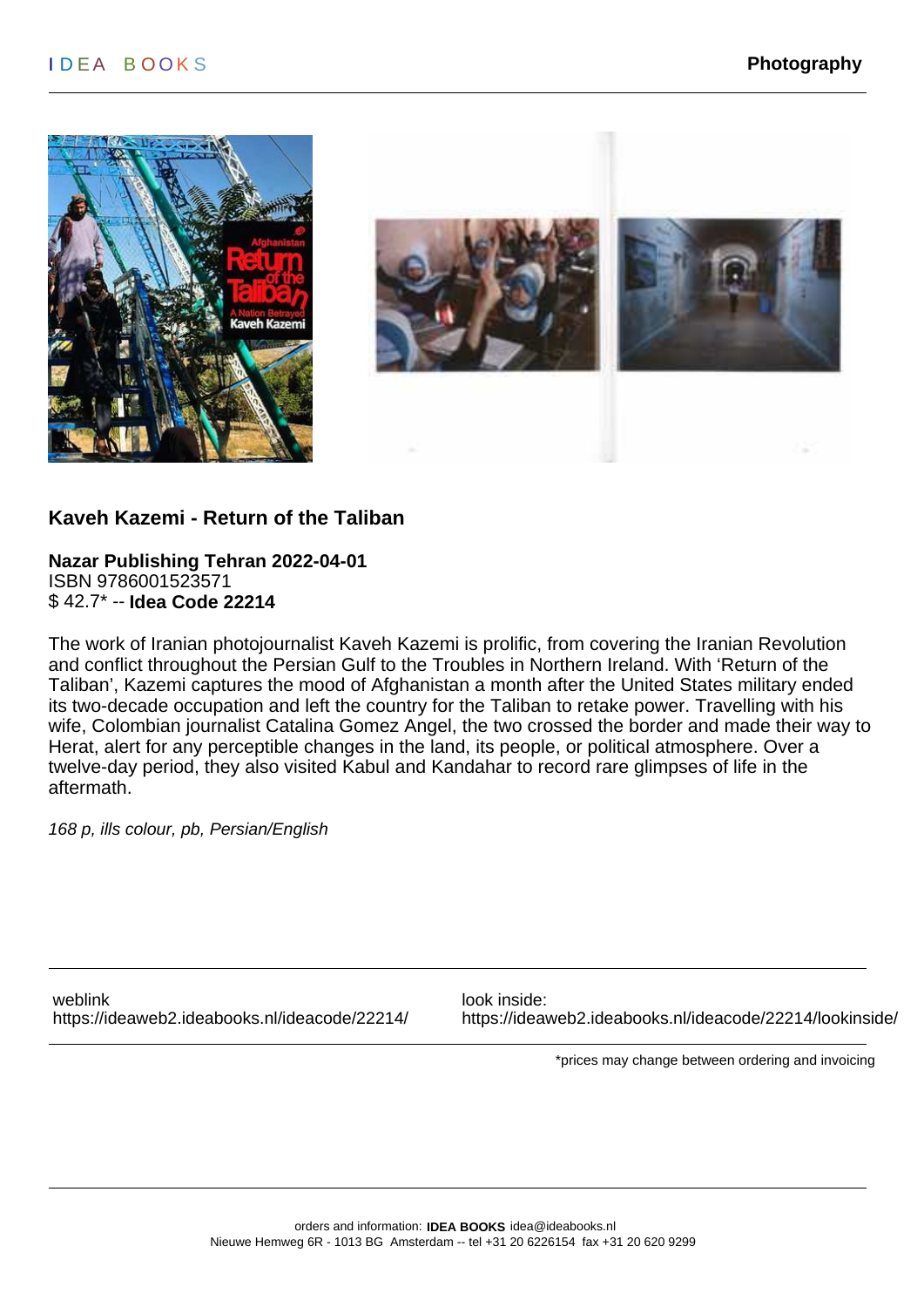## Kaveh Kazemi - Return of the Taliban

**Nazar Publishing Tehran 2022-04-01**
ISBN 9786001523571
$ 42.7* -- **Idea Code 22214**

The work of Iranian photojournalist Kaveh Kazemi is prolific, from covering the Iranian Revolution and conflict throughout the Persian Gulf to the Troubles in Northern Ireland. With 'Return of the Taliban', Kazemi captures the mood of Afghanistan a month after the United States military ended its two-decade occupation and left the country for the Taliban to retake power. Travelling with his wife, Colombian journalist Catalina Gomez Angel, the two crossed the border and made their way to Herat, alert for any perceptible changes in the land, its people, or political atmosphere. Over a twelve-day period, they also visited Kabul and Kandahar to record rare glimpses of life in the aftermath.

*168 p, ills colour, pb, Persian/English*

weblink
https://ideaweb2.ideabooks.nl/ideacode/22214/

look inside:
https://ideaweb2.ideabooks.nl/ideacode/22214/lookinside/

*prices may change between ordering and invoicing

orders and information: **IDEA BOOKS** idea@ideabooks.nl
Nieuwe Hemweg 6R - 1013 BG Amsterdam -- tel +31 20 6226154 fax +31 20 620 9299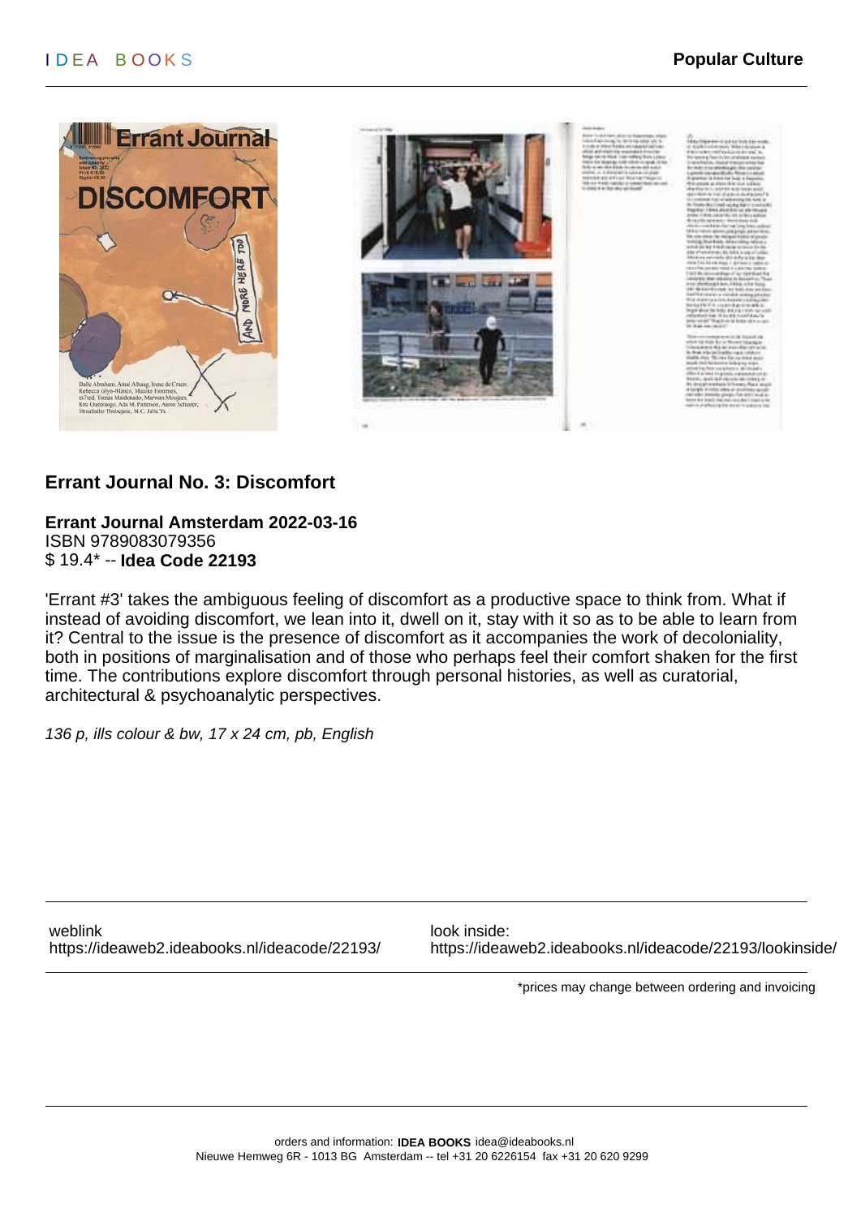## Errant Journal No. 3: Discomfort

**Errant Journal Amsterdam 2022-03-16**
ISBN 9789083079356
$ 19.4* -- **Idea Code 22193**

'Errant #3' takes the ambiguous feeling of discomfort as a productive space to think from. What if instead of avoiding discomfort, we lean into it, dwell on it, stay with it so as to be able to learn from it? Central to the issue is the presence of discomfort as it accompanies the work of decoloniality, both in positions of marginalisation and of those who perhaps feel their comfort shaken for the first time. The contributions explore discomfort through personal histories, as well as curatorial, architectural & psychoanalytic perspectives.

*136 p, ills colour & bw, 17 x 24 cm, pb, English*

weblink
https://ideaweb2.ideabooks.nl/ideacode/22193/

look inside:
https://ideaweb2.ideabooks.nl/ideacode/22193/lookinside/

*prices may change between ordering and invoicing

orders and information: **IDEA BOOKS** idea@ideabooks.nl
Nieuwe Hemweg 6R - 1013 BG Amsterdam -- tel +31 20 6226154 fax +31 20 620 9299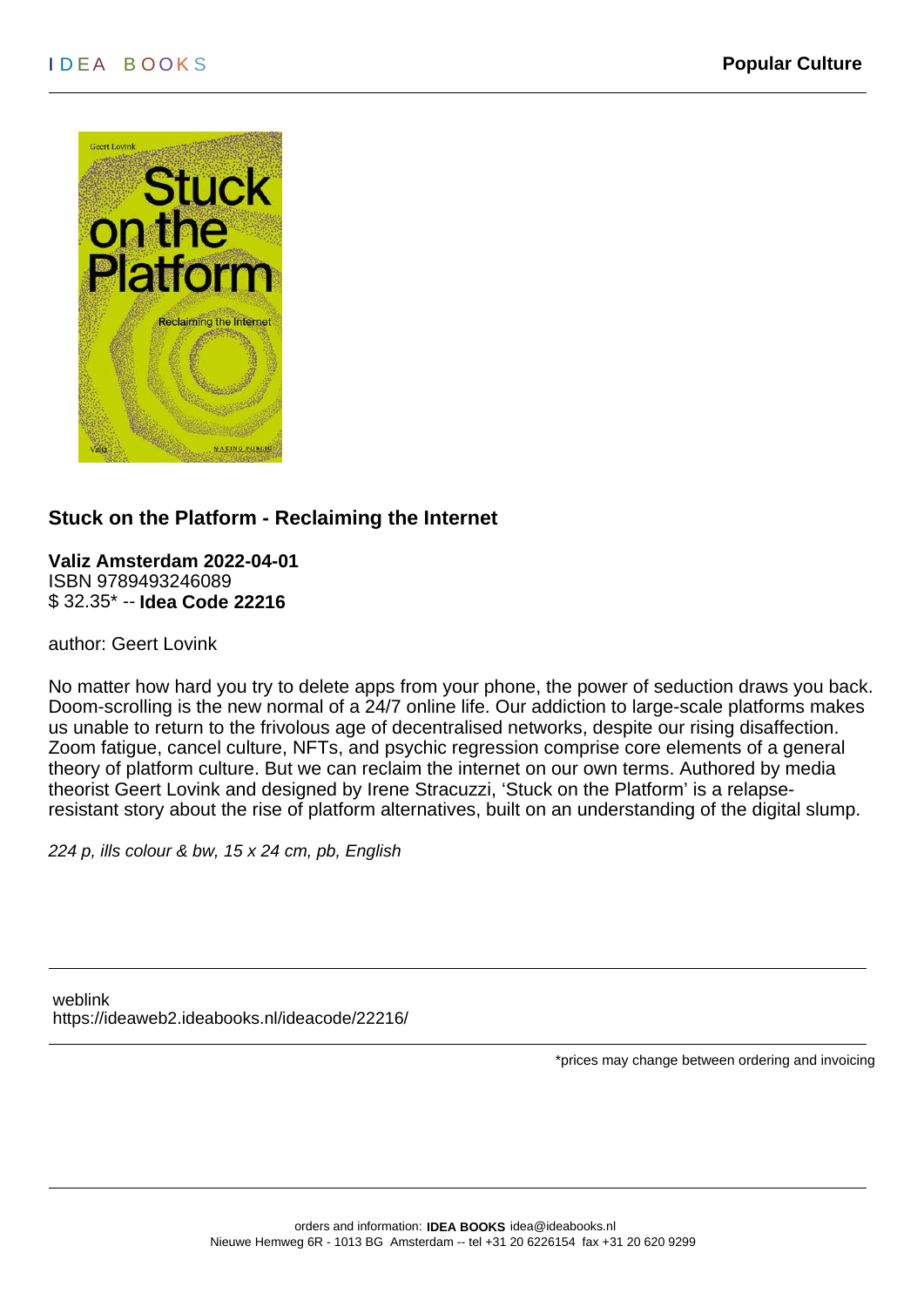## Stuck on the Platform - Reclaiming the Internet

**Valiz Amsterdam 2022-04-01**
ISBN 9789493246089
$ 32.35* -- **Idea Code 22216**

author: Geert Lovink

No matter how hard you try to delete apps from your phone, the power of seduction draws you back. Doom-scrolling is the new normal of a 24/7 online life. Our addiction to large-scale platforms makes us unable to return to the frivolous age of decentralised networks, despite our rising disaffection. Zoom fatigue, cancel culture, NFTs, and psychic regression comprise core elements of a general theory of platform culture. But we can reclaim the internet on our own terms. Authored by media theorist Geert Lovink and designed by Irene Stracuzzi, 'Stuck on the Platform' is a relapse-resistant story about the rise of platform alternatives, built on an understanding of the digital slump.

*224 p, ills colour & bw, 15 x 24 cm, pb, English*

weblink
https://ideaweb2.ideabooks.nl/ideacode/22216/

*prices may change between ordering and invoicing

orders and information: **IDEA BOOKS** idea@ideabooks.nl
Nieuwe Hemweg 6R - 1013 BG Amsterdam -- tel +31 20 6226154 fax +31 20 620 9299